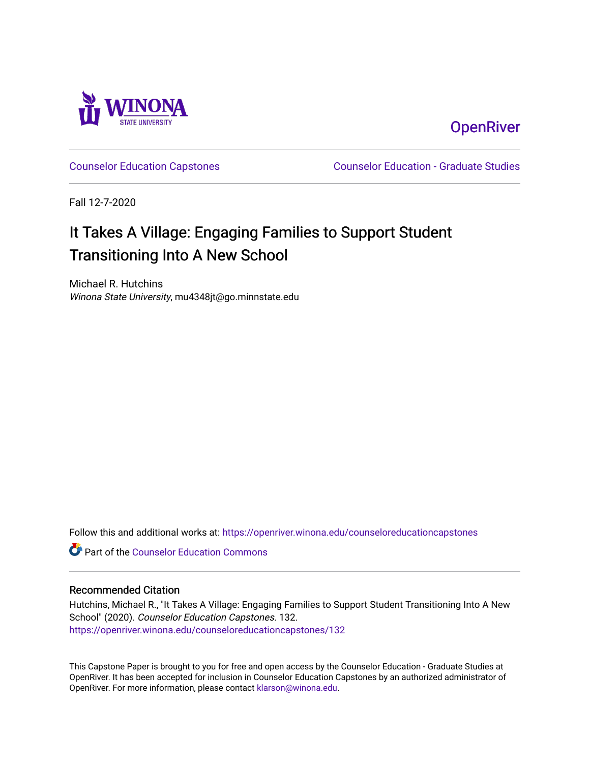Winona State University

OpenRiver

Counselor Education Capstones

Counselor Education - Graduate Studies

Fall 12-7-2020

# It Takes A Village: Engaging Families to Support Student Transitioning Into A New School

Michael R. Hutchins
*Winona State University*, mu4348jt@go.minnstate.edu

Follow this and additional works at: https://openriver.winona.edu/counseloreducationcapstones

Part of the Counselor Education Commons

## Recommended Citation

Hutchins, Michael R., "It Takes A Village: Engaging Families to Support Student Transitioning Into A New School" (2020). *Counselor Education Capstones*. 132.
https://openriver.winona.edu/counseloreducationcapstones/132

This Capstone Paper is brought to you for free and open access by the Counselor Education - Graduate Studies at OpenRiver. It has been accepted for inclusion in Counselor Education Capstones by an authorized administrator of OpenRiver. For more information, please contact klarson@winona.edu.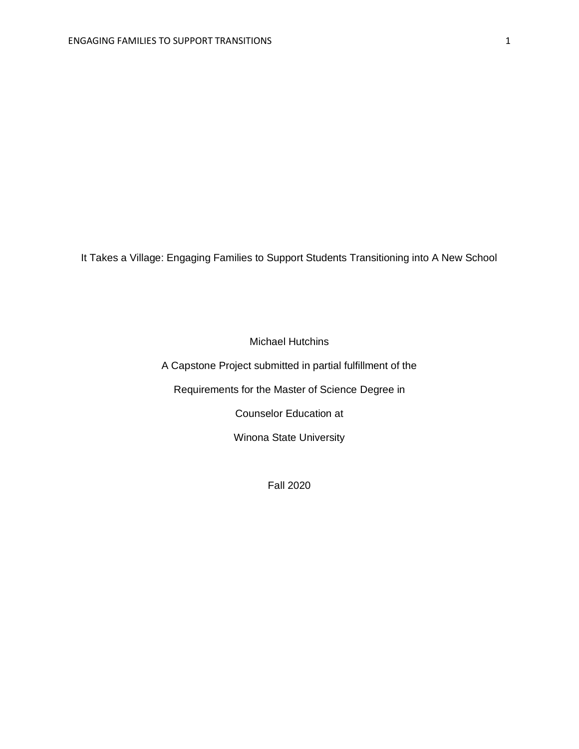# It Takes a Village: Engaging Families to Support Students Transitioning into A New School

Michael Hutchins

A Capstone Project submitted in partial fulfillment of the

Requirements for the Master of Science Degree in

Counselor Education at

Winona State University

Fall 2020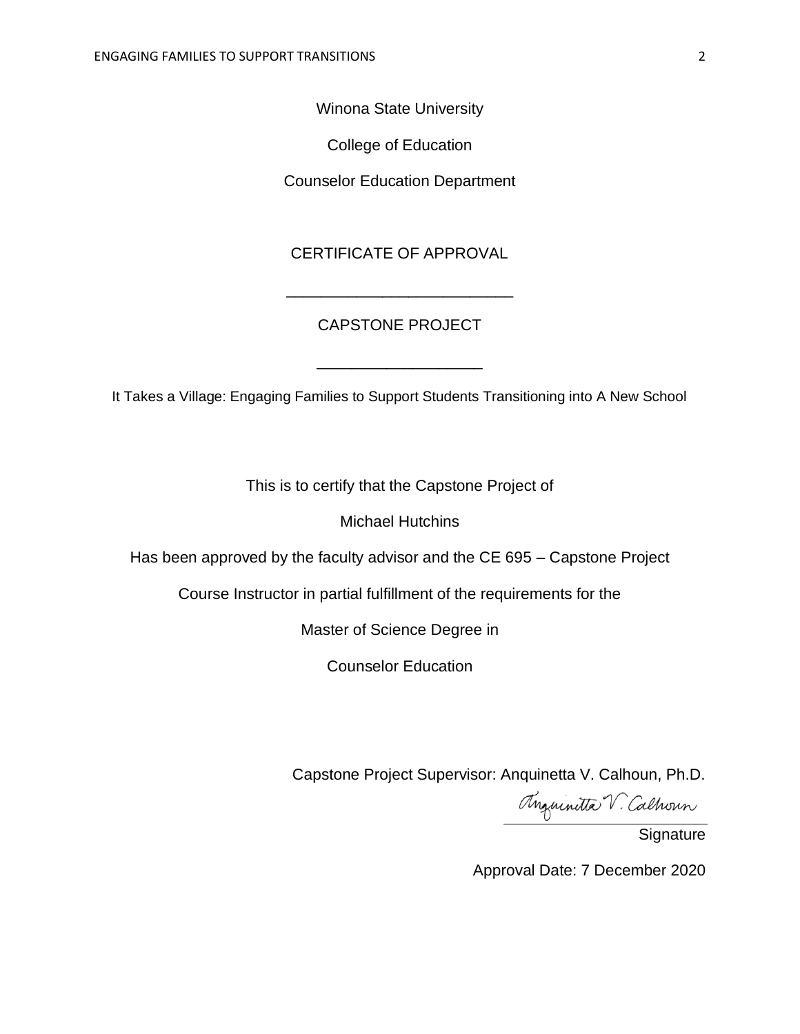Winona State University

College of Education

Counselor Education Department

CERTIFICATE OF APPROVAL

___________________________

CAPSTONE PROJECT

____________________

It Takes a Village: Engaging Families to Support Students Transitioning into A New School

This is to certify that the Capstone Project of

Michael Hutchins

Has been approved by the faculty advisor and the CE 695 – Capstone Project

Course Instructor in partial fulfillment of the requirements for the

Master of Science Degree in

Counselor Education

Capstone Project Supervisor: Anquinetta V. Calhoun, Ph.D.

Anquinetta V. Calhoun

Signature

Approval Date: 7 December 2020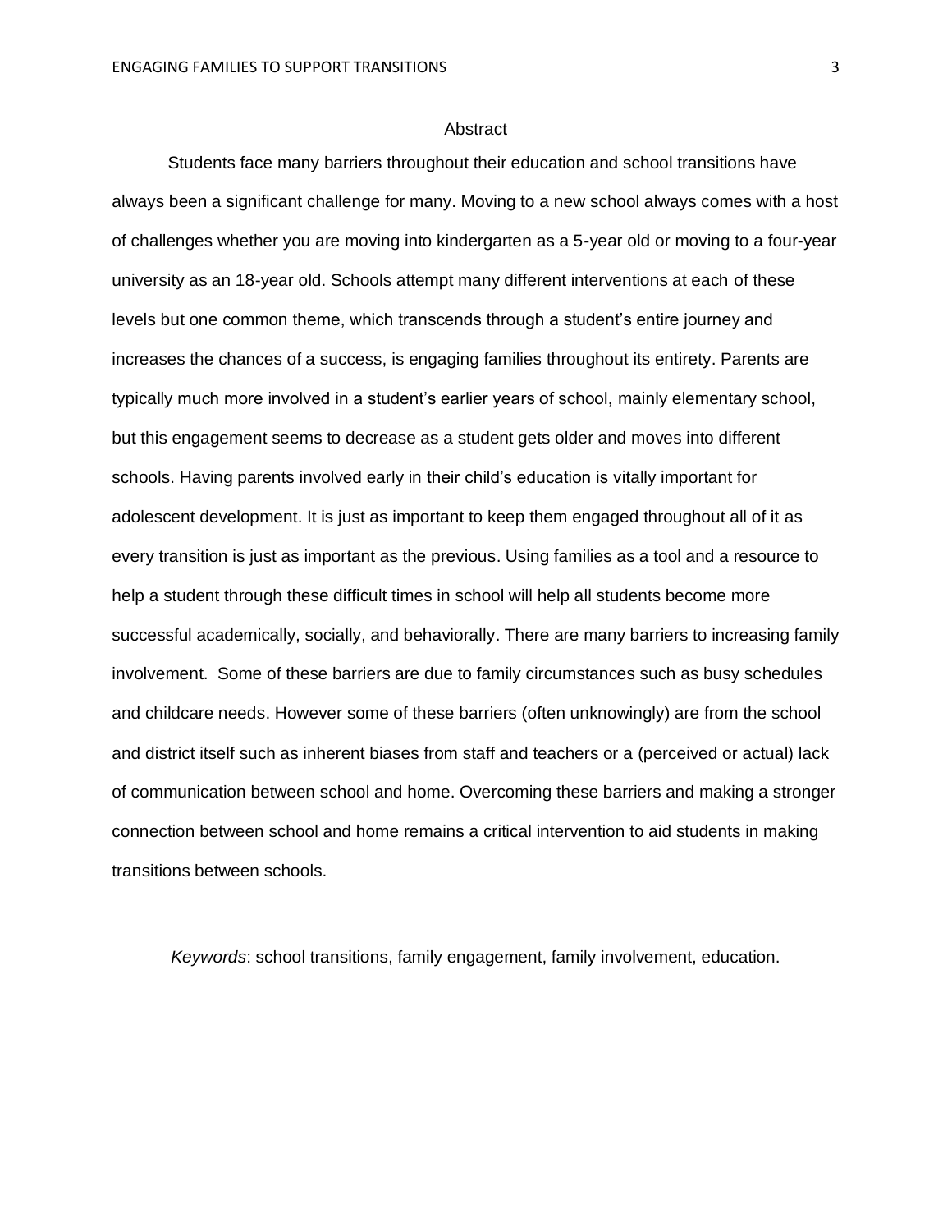# Abstract

Students face many barriers throughout their education and school transitions have always been a significant challenge for many. Moving to a new school always comes with a host of challenges whether you are moving into kindergarten as a 5-year old or moving to a four-year university as an 18-year old. Schools attempt many different interventions at each of these levels but one common theme, which transcends through a student's entire journey and increases the chances of a success, is engaging families throughout its entirety. Parents are typically much more involved in a student's earlier years of school, mainly elementary school, but this engagement seems to decrease as a student gets older and moves into different schools. Having parents involved early in their child's education is vitally important for adolescent development. It is just as important to keep them engaged throughout all of it as every transition is just as important as the previous. Using families as a tool and a resource to help a student through these difficult times in school will help all students become more successful academically, socially, and behaviorally. There are many barriers to increasing family involvement. Some of these barriers are due to family circumstances such as busy schedules and childcare needs. However some of these barriers (often unknowingly) are from the school and district itself such as inherent biases from staff and teachers or a (perceived or actual) lack of communication between school and home. Overcoming these barriers and making a stronger connection between school and home remains a critical intervention to aid students in making transitions between schools.

*Keywords*: school transitions, family engagement, family involvement, education.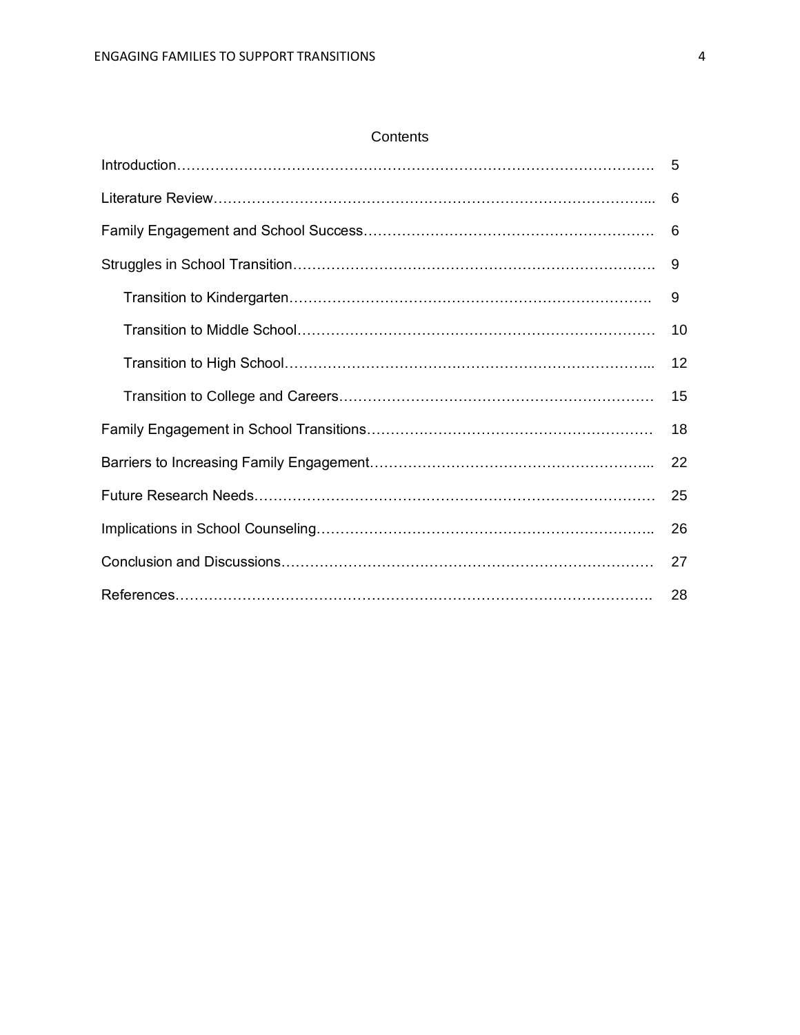## Contents

| | |
|---|---|
| Introduction | 5 |
| Literature Review | 6 |
| Family Engagement and School Success | 6 |
| Struggles in School Transition | 9 |
|     Transition to Kindergarten | 9 |
|     Transition to Middle School | 10 |
|     Transition to High School | 12 |
|     Transition to College and Careers | 15 |
| Family Engagement in School Transitions | 18 |
| Barriers to Increasing Family Engagement | 22 |
| Future Research Needs | 25 |
| Implications in School Counseling | 26 |
| Conclusion and Discussions | 27 |
| References | 28 |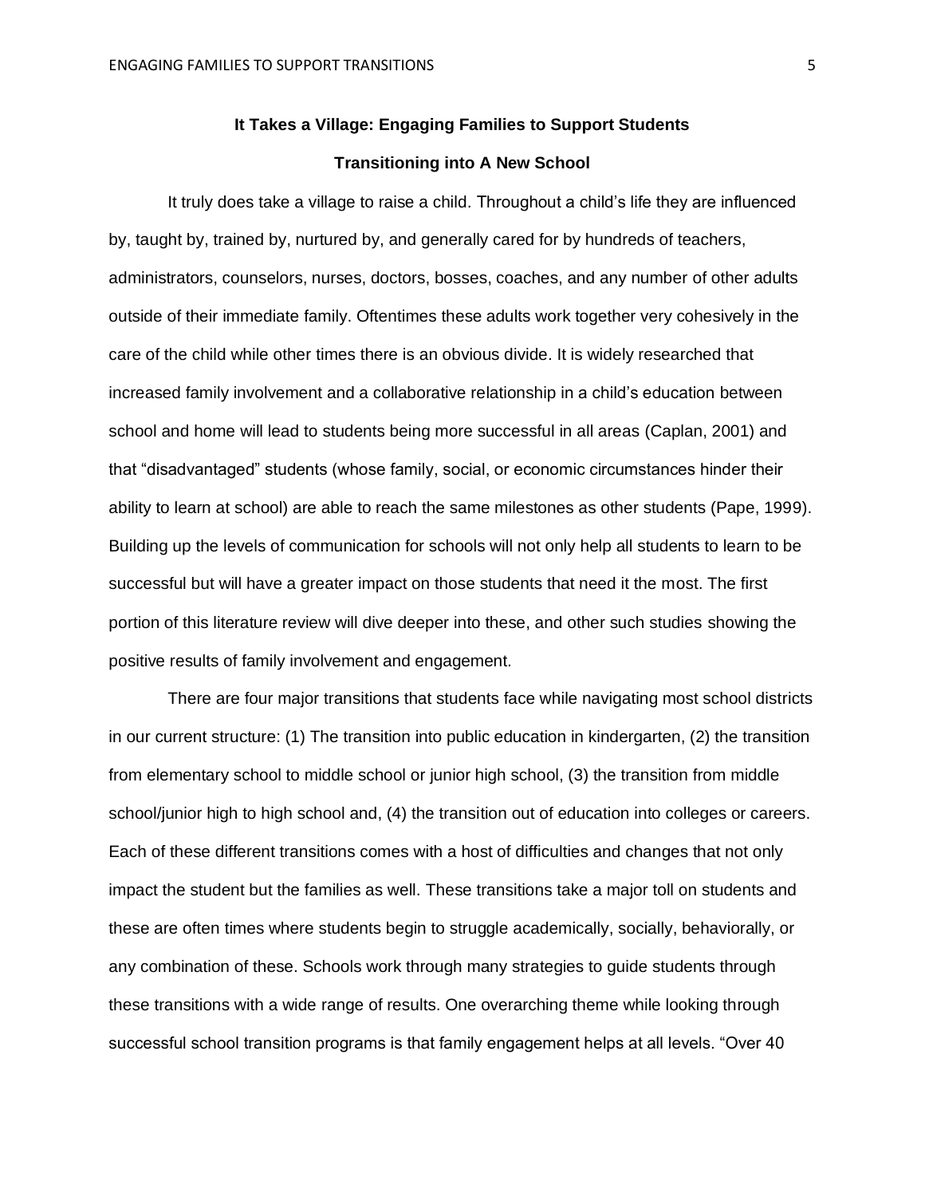**It Takes a Village: Engaging Families to Support Students Transitioning into A New School**

It truly does take a village to raise a child. Throughout a child's life they are influenced by, taught by, trained by, nurtured by, and generally cared for by hundreds of teachers, administrators, counselors, nurses, doctors, bosses, coaches, and any number of other adults outside of their immediate family. Oftentimes these adults work together very cohesively in the care of the child while other times there is an obvious divide. It is widely researched that increased family involvement and a collaborative relationship in a child's education between school and home will lead to students being more successful in all areas (Caplan, 2001) and that "disadvantaged" students (whose family, social, or economic circumstances hinder their ability to learn at school) are able to reach the same milestones as other students (Pape, 1999). Building up the levels of communication for schools will not only help all students to learn to be successful but will have a greater impact on those students that need it the most. The first portion of this literature review will dive deeper into these, and other such studies showing the positive results of family involvement and engagement.

There are four major transitions that students face while navigating most school districts in our current structure: (1) The transition into public education in kindergarten, (2) the transition from elementary school to middle school or junior high school, (3) the transition from middle school/junior high to high school and, (4) the transition out of education into colleges or careers. Each of these different transitions comes with a host of difficulties and changes that not only impact the student but the families as well. These transitions take a major toll on students and these are often times where students begin to struggle academically, socially, behaviorally, or any combination of these. Schools work through many strategies to guide students through these transitions with a wide range of results. One overarching theme while looking through successful school transition programs is that family engagement helps at all levels. "Over 40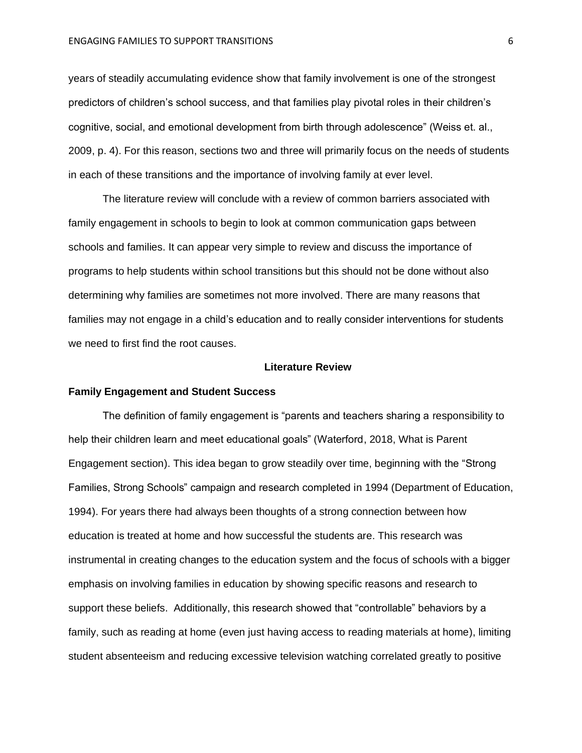years of steadily accumulating evidence show that family involvement is one of the strongest predictors of children's school success, and that families play pivotal roles in their children's cognitive, social, and emotional development from birth through adolescence" (Weiss et. al., 2009, p. 4). For this reason, sections two and three will primarily focus on the needs of students in each of these transitions and the importance of involving family at ever level.

The literature review will conclude with a review of common barriers associated with family engagement in schools to begin to look at common communication gaps between schools and families. It can appear very simple to review and discuss the importance of programs to help students within school transitions but this should not be done without also determining why families are sometimes not more involved. There are many reasons that families may not engage in a child's education and to really consider interventions for students we need to first find the root causes.

## Literature Review

### Family Engagement and Student Success

The definition of family engagement is "parents and teachers sharing a responsibility to help their children learn and meet educational goals" (Waterford, 2018, What is Parent Engagement section). This idea began to grow steadily over time, beginning with the "Strong Families, Strong Schools" campaign and research completed in 1994 (Department of Education, 1994). For years there had always been thoughts of a strong connection between how education is treated at home and how successful the students are. This research was instrumental in creating changes to the education system and the focus of schools with a bigger emphasis on involving families in education by showing specific reasons and research to support these beliefs. Additionally, this research showed that "controllable" behaviors by a family, such as reading at home (even just having access to reading materials at home), limiting student absenteeism and reducing excessive television watching correlated greatly to positive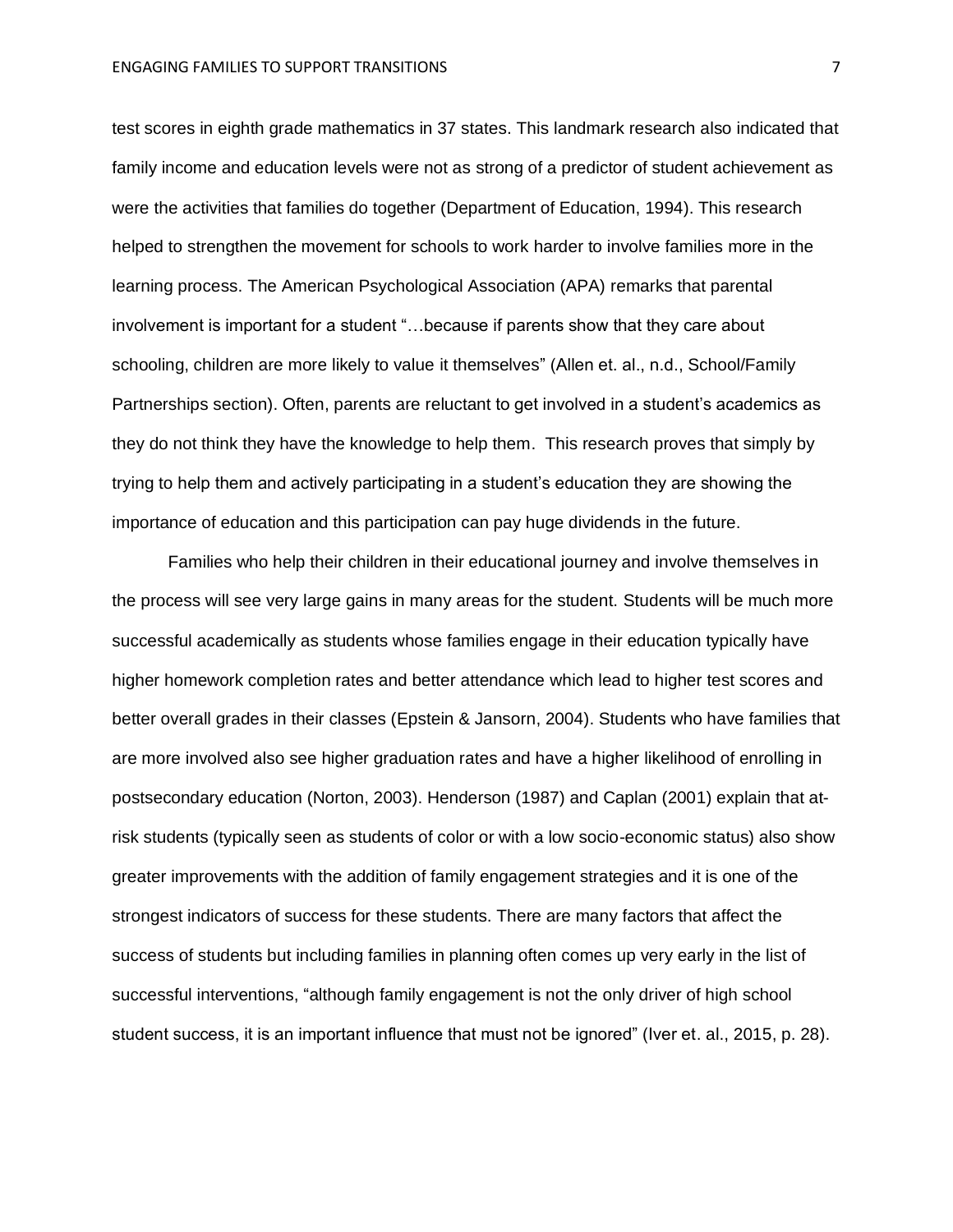test scores in eighth grade mathematics in 37 states. This landmark research also indicated that family income and education levels were not as strong of a predictor of student achievement as were the activities that families do together (Department of Education, 1994). This research helped to strengthen the movement for schools to work harder to involve families more in the learning process. The American Psychological Association (APA) remarks that parental involvement is important for a student "…because if parents show that they care about schooling, children are more likely to value it themselves" (Allen et. al., n.d., School/Family Partnerships section). Often, parents are reluctant to get involved in a student's academics as they do not think they have the knowledge to help them. This research proves that simply by trying to help them and actively participating in a student's education they are showing the importance of education and this participation can pay huge dividends in the future.

Families who help their children in their educational journey and involve themselves in the process will see very large gains in many areas for the student. Students will be much more successful academically as students whose families engage in their education typically have higher homework completion rates and better attendance which lead to higher test scores and better overall grades in their classes (Epstein & Jansorn, 2004). Students who have families that are more involved also see higher graduation rates and have a higher likelihood of enrolling in postsecondary education (Norton, 2003). Henderson (1987) and Caplan (2001) explain that at-risk students (typically seen as students of color or with a low socio-economic status) also show greater improvements with the addition of family engagement strategies and it is one of the strongest indicators of success for these students. There are many factors that affect the success of students but including families in planning often comes up very early in the list of successful interventions, "although family engagement is not the only driver of high school student success, it is an important influence that must not be ignored" (Iver et. al., 2015, p. 28).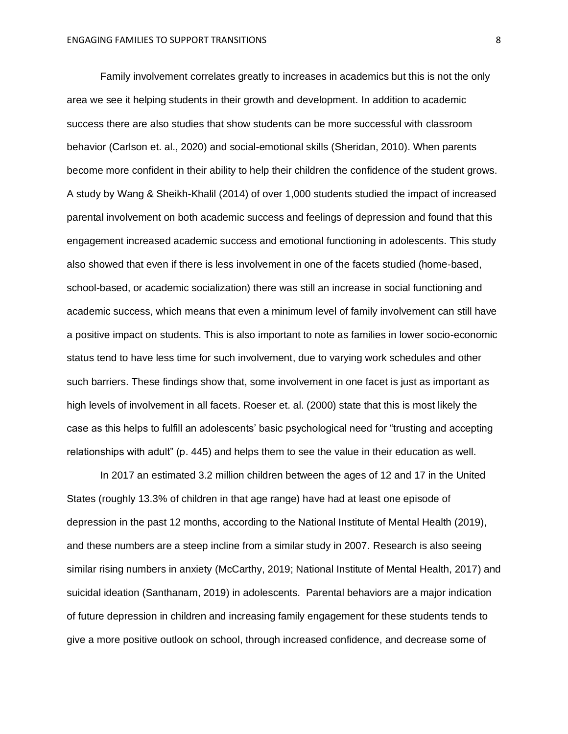Family involvement correlates greatly to increases in academics but this is not the only area we see it helping students in their growth and development. In addition to academic success there are also studies that show students can be more successful with classroom behavior (Carlson et. al., 2020) and social-emotional skills (Sheridan, 2010). When parents become more confident in their ability to help their children the confidence of the student grows. A study by Wang & Sheikh-Khalil (2014) of over 1,000 students studied the impact of increased parental involvement on both academic success and feelings of depression and found that this engagement increased academic success and emotional functioning in adolescents. This study also showed that even if there is less involvement in one of the facets studied (home-based, school-based, or academic socialization) there was still an increase in social functioning and academic success, which means that even a minimum level of family involvement can still have a positive impact on students. This is also important to note as families in lower socio-economic status tend to have less time for such involvement, due to varying work schedules and other such barriers. These findings show that, some involvement in one facet is just as important as high levels of involvement in all facets. Roeser et. al. (2000) state that this is most likely the case as this helps to fulfill an adolescents' basic psychological need for "trusting and accepting relationships with adult" (p. 445) and helps them to see the value in their education as well.

In 2017 an estimated 3.2 million children between the ages of 12 and 17 in the United States (roughly 13.3% of children in that age range) have had at least one episode of depression in the past 12 months, according to the National Institute of Mental Health (2019), and these numbers are a steep incline from a similar study in 2007. Research is also seeing similar rising numbers in anxiety (McCarthy, 2019; National Institute of Mental Health, 2017) and suicidal ideation (Santhanam, 2019) in adolescents. Parental behaviors are a major indication of future depression in children and increasing family engagement for these students tends to give a more positive outlook on school, through increased confidence, and decrease some of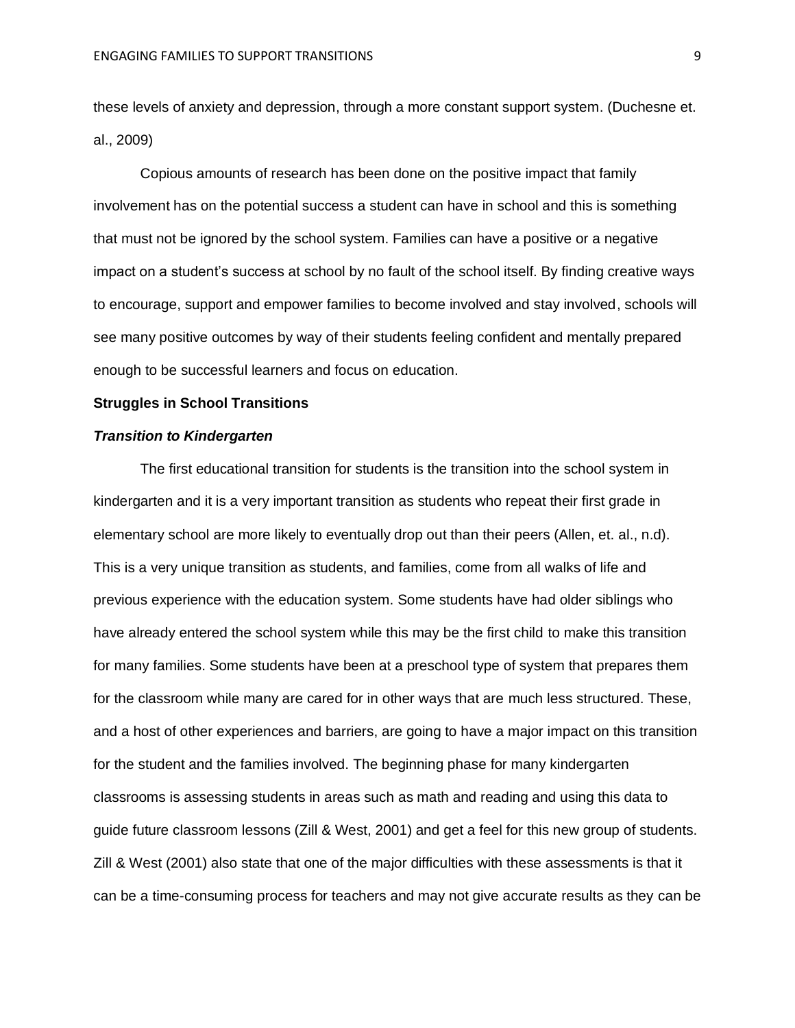these levels of anxiety and depression, through a more constant support system. (Duchesne et. al., 2009)

Copious amounts of research has been done on the positive impact that family involvement has on the potential success a student can have in school and this is something that must not be ignored by the school system. Families can have a positive or a negative impact on a student's success at school by no fault of the school itself. By finding creative ways to encourage, support and empower families to become involved and stay involved, schools will see many positive outcomes by way of their students feeling confident and mentally prepared enough to be successful learners and focus on education.

## Struggles in School Transitions

### *Transition to Kindergarten*

The first educational transition for students is the transition into the school system in kindergarten and it is a very important transition as students who repeat their first grade in elementary school are more likely to eventually drop out than their peers (Allen, et. al., n.d). This is a very unique transition as students, and families, come from all walks of life and previous experience with the education system. Some students have had older siblings who have already entered the school system while this may be the first child to make this transition for many families. Some students have been at a preschool type of system that prepares them for the classroom while many are cared for in other ways that are much less structured. These, and a host of other experiences and barriers, are going to have a major impact on this transition for the student and the families involved. The beginning phase for many kindergarten classrooms is assessing students in areas such as math and reading and using this data to guide future classroom lessons (Zill & West, 2001) and get a feel for this new group of students. Zill & West (2001) also state that one of the major difficulties with these assessments is that it can be a time-consuming process for teachers and may not give accurate results as they can be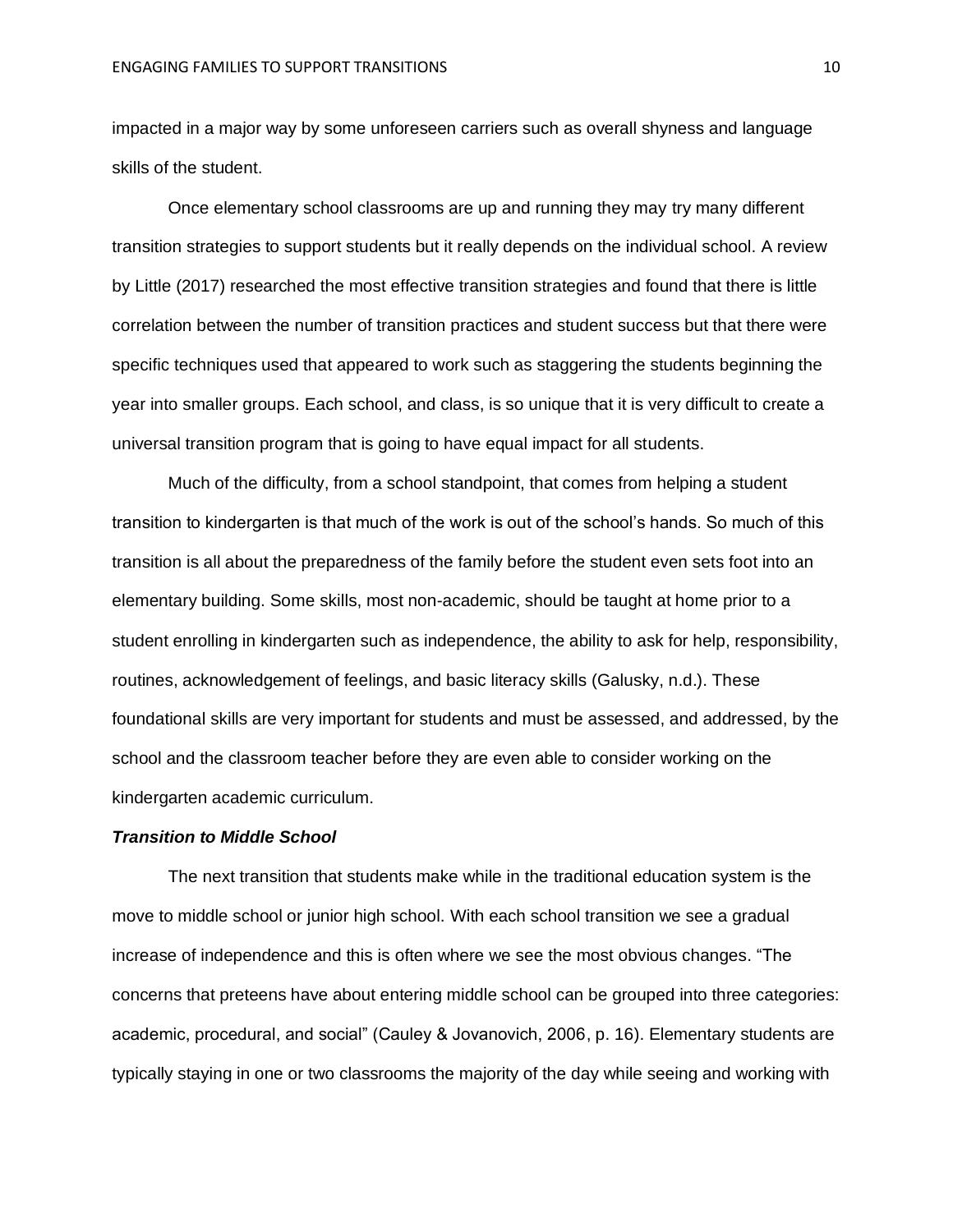impacted in a major way by some unforeseen carriers such as overall shyness and language skills of the student.

Once elementary school classrooms are up and running they may try many different transition strategies to support students but it really depends on the individual school. A review by Little (2017) researched the most effective transition strategies and found that there is little correlation between the number of transition practices and student success but that there were specific techniques used that appeared to work such as staggering the students beginning the year into smaller groups. Each school, and class, is so unique that it is very difficult to create a universal transition program that is going to have equal impact for all students.

Much of the difficulty, from a school standpoint, that comes from helping a student transition to kindergarten is that much of the work is out of the school's hands. So much of this transition is all about the preparedness of the family before the student even sets foot into an elementary building. Some skills, most non-academic, should be taught at home prior to a student enrolling in kindergarten such as independence, the ability to ask for help, responsibility, routines, acknowledgement of feelings, and basic literacy skills (Galusky, n.d.). These foundational skills are very important for students and must be assessed, and addressed, by the school and the classroom teacher before they are even able to consider working on the kindergarten academic curriculum.

***Transition to Middle School***

The next transition that students make while in the traditional education system is the move to middle school or junior high school. With each school transition we see a gradual increase of independence and this is often where we see the most obvious changes. "The concerns that preteens have about entering middle school can be grouped into three categories: academic, procedural, and social" (Cauley & Jovanovich, 2006, p. 16). Elementary students are typically staying in one or two classrooms the majority of the day while seeing and working with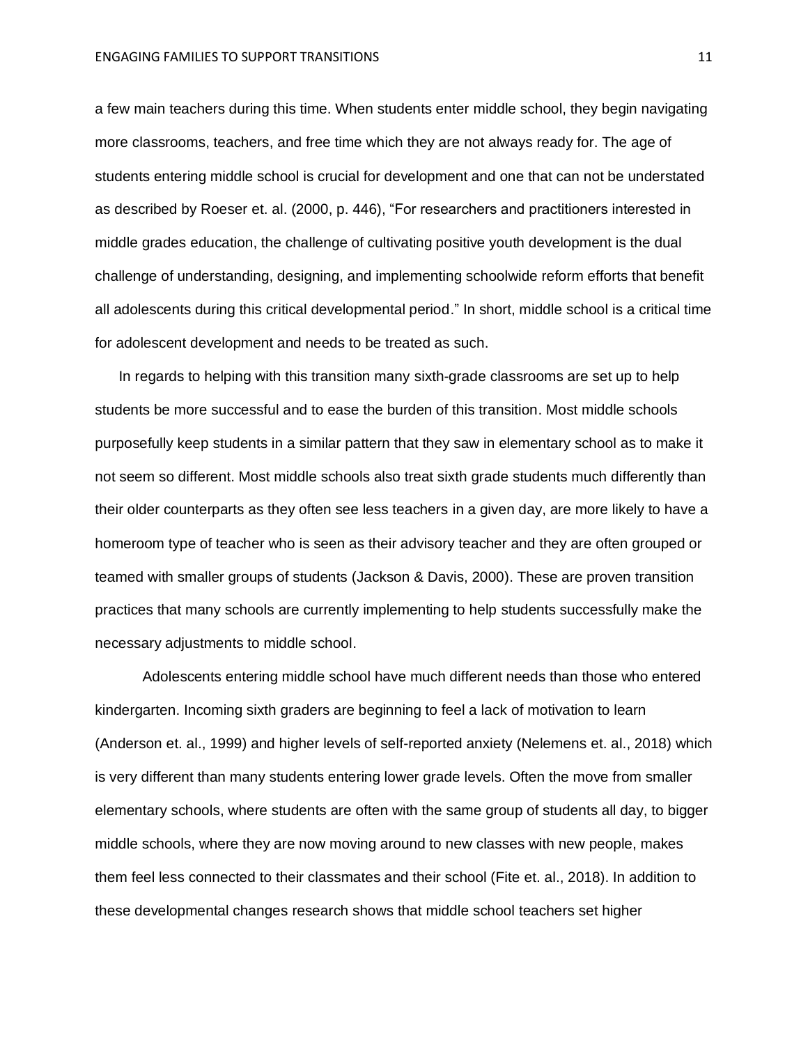a few main teachers during this time. When students enter middle school, they begin navigating more classrooms, teachers, and free time which they are not always ready for. The age of students entering middle school is crucial for development and one that can not be understated as described by Roeser et. al. (2000, p. 446), "For researchers and practitioners interested in middle grades education, the challenge of cultivating positive youth development is the dual challenge of understanding, designing, and implementing schoolwide reform efforts that benefit all adolescents during this critical developmental period." In short, middle school is a critical time for adolescent development and needs to be treated as such.

In regards to helping with this transition many sixth-grade classrooms are set up to help students be more successful and to ease the burden of this transition. Most middle schools purposefully keep students in a similar pattern that they saw in elementary school as to make it not seem so different. Most middle schools also treat sixth grade students much differently than their older counterparts as they often see less teachers in a given day, are more likely to have a homeroom type of teacher who is seen as their advisory teacher and they are often grouped or teamed with smaller groups of students (Jackson & Davis, 2000). These are proven transition practices that many schools are currently implementing to help students successfully make the necessary adjustments to middle school.

Adolescents entering middle school have much different needs than those who entered kindergarten. Incoming sixth graders are beginning to feel a lack of motivation to learn (Anderson et. al., 1999) and higher levels of self-reported anxiety (Nelemens et. al., 2018) which is very different than many students entering lower grade levels. Often the move from smaller elementary schools, where students are often with the same group of students all day, to bigger middle schools, where they are now moving around to new classes with new people, makes them feel less connected to their classmates and their school (Fite et. al., 2018). In addition to these developmental changes research shows that middle school teachers set higher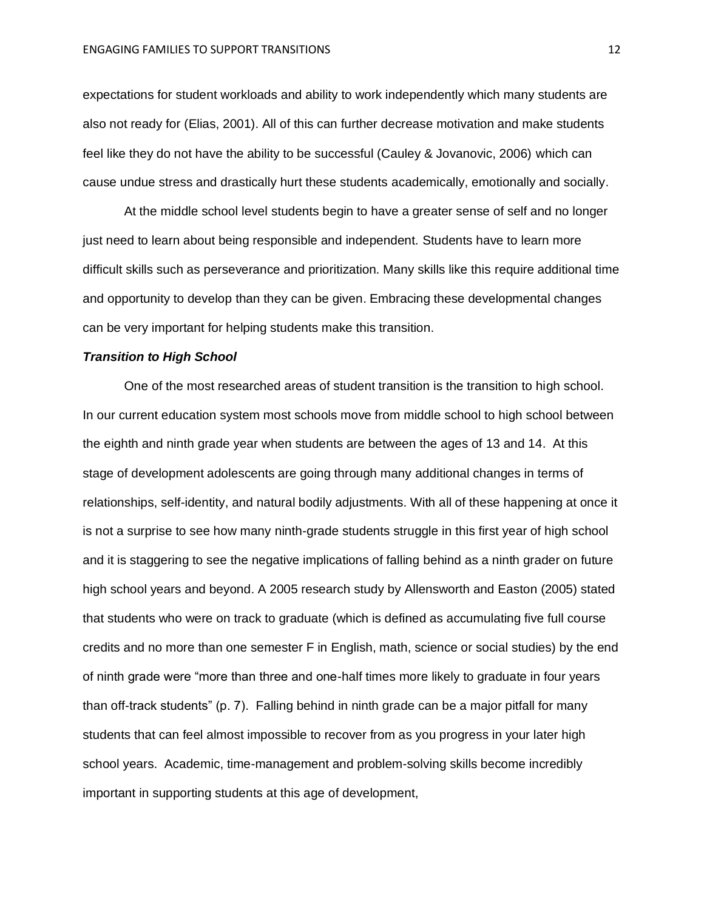expectations for student workloads and ability to work independently which many students are also not ready for (Elias, 2001). All of this can further decrease motivation and make students feel like they do not have the ability to be successful (Cauley & Jovanovic, 2006) which can cause undue stress and drastically hurt these students academically, emotionally and socially.

At the middle school level students begin to have a greater sense of self and no longer just need to learn about being responsible and independent. Students have to learn more difficult skills such as perseverance and prioritization. Many skills like this require additional time and opportunity to develop than they can be given. Embracing these developmental changes can be very important for helping students make this transition.

### *Transition to High School*

One of the most researched areas of student transition is the transition to high school. In our current education system most schools move from middle school to high school between the eighth and ninth grade year when students are between the ages of 13 and 14. At this stage of development adolescents are going through many additional changes in terms of relationships, self-identity, and natural bodily adjustments. With all of these happening at once it is not a surprise to see how many ninth-grade students struggle in this first year of high school and it is staggering to see the negative implications of falling behind as a ninth grader on future high school years and beyond. A 2005 research study by Allensworth and Easton (2005) stated that students who were on track to graduate (which is defined as accumulating five full course credits and no more than one semester F in English, math, science or social studies) by the end of ninth grade were "more than three and one-half times more likely to graduate in four years than off-track students" (p. 7). Falling behind in ninth grade can be a major pitfall for many students that can feel almost impossible to recover from as you progress in your later high school years. Academic, time-management and problem-solving skills become incredibly important in supporting students at this age of development,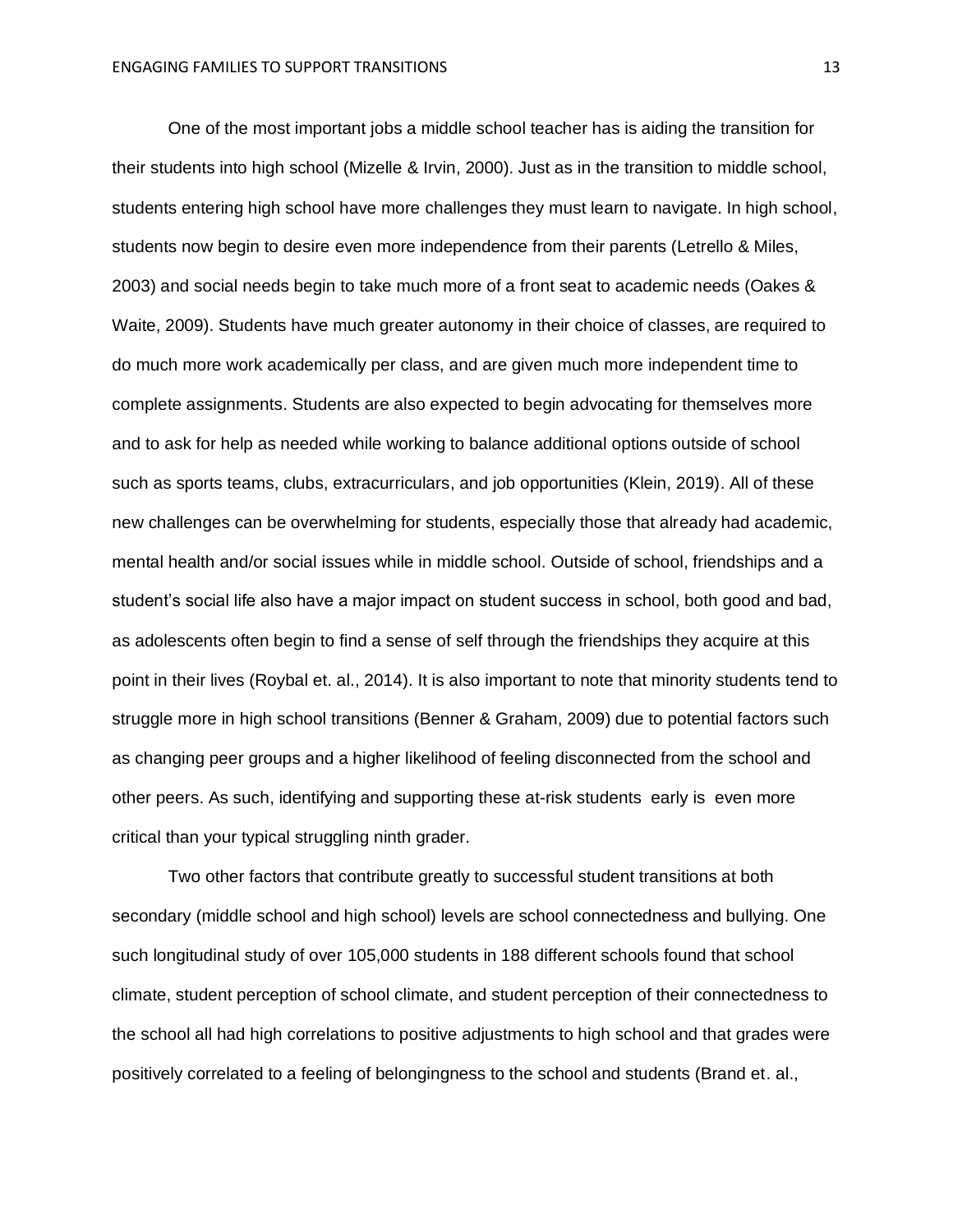One of the most important jobs a middle school teacher has is aiding the transition for their students into high school (Mizelle & Irvin, 2000). Just as in the transition to middle school, students entering high school have more challenges they must learn to navigate. In high school, students now begin to desire even more independence from their parents (Letrello & Miles, 2003) and social needs begin to take much more of a front seat to academic needs (Oakes & Waite, 2009). Students have much greater autonomy in their choice of classes, are required to do much more work academically per class, and are given much more independent time to complete assignments. Students are also expected to begin advocating for themselves more and to ask for help as needed while working to balance additional options outside of school such as sports teams, clubs, extracurriculars, and job opportunities (Klein, 2019). All of these new challenges can be overwhelming for students, especially those that already had academic, mental health and/or social issues while in middle school. Outside of school, friendships and a student's social life also have a major impact on student success in school, both good and bad, as adolescents often begin to find a sense of self through the friendships they acquire at this point in their lives (Roybal et. al., 2014). It is also important to note that minority students tend to struggle more in high school transitions (Benner & Graham, 2009) due to potential factors such as changing peer groups and a higher likelihood of feeling disconnected from the school and other peers. As such, identifying and supporting these at-risk students early is even more critical than your typical struggling ninth grader.

Two other factors that contribute greatly to successful student transitions at both secondary (middle school and high school) levels are school connectedness and bullying. One such longitudinal study of over 105,000 students in 188 different schools found that school climate, student perception of school climate, and student perception of their connectedness to the school all had high correlations to positive adjustments to high school and that grades were positively correlated to a feeling of belongingness to the school and students (Brand et. al.,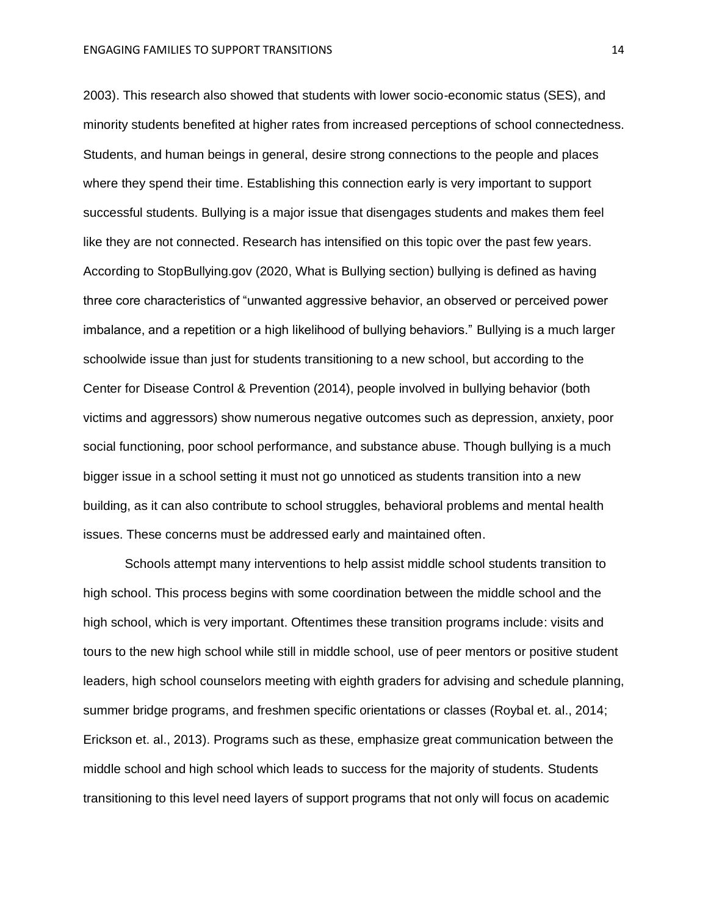2003). This research also showed that students with lower socio-economic status (SES), and minority students benefited at higher rates from increased perceptions of school connectedness. Students, and human beings in general, desire strong connections to the people and places where they spend their time. Establishing this connection early is very important to support successful students. Bullying is a major issue that disengages students and makes them feel like they are not connected. Research has intensified on this topic over the past few years. According to StopBullying.gov (2020, What is Bullying section) bullying is defined as having three core characteristics of "unwanted aggressive behavior, an observed or perceived power imbalance, and a repetition or a high likelihood of bullying behaviors." Bullying is a much larger schoolwide issue than just for students transitioning to a new school, but according to the Center for Disease Control & Prevention (2014), people involved in bullying behavior (both victims and aggressors) show numerous negative outcomes such as depression, anxiety, poor social functioning, poor school performance, and substance abuse. Though bullying is a much bigger issue in a school setting it must not go unnoticed as students transition into a new building, as it can also contribute to school struggles, behavioral problems and mental health issues. These concerns must be addressed early and maintained often.

Schools attempt many interventions to help assist middle school students transition to high school. This process begins with some coordination between the middle school and the high school, which is very important. Oftentimes these transition programs include: visits and tours to the new high school while still in middle school, use of peer mentors or positive student leaders, high school counselors meeting with eighth graders for advising and schedule planning, summer bridge programs, and freshmen specific orientations or classes (Roybal et. al., 2014; Erickson et. al., 2013). Programs such as these, emphasize great communication between the middle school and high school which leads to success for the majority of students. Students transitioning to this level need layers of support programs that not only will focus on academic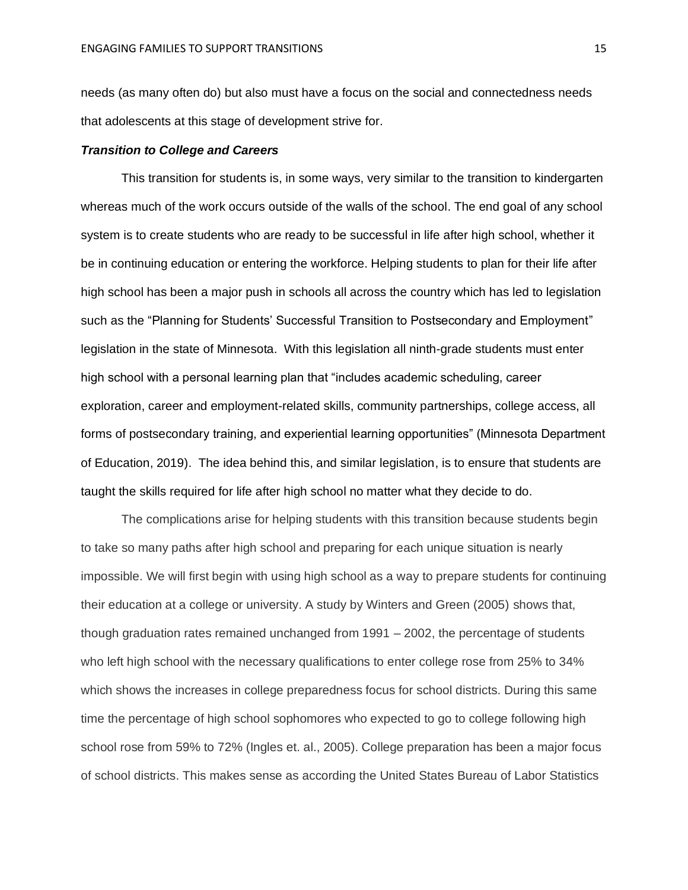needs (as many often do) but also must have a focus on the social and connectedness needs that adolescents at this stage of development strive for.

### ***Transition to College and Careers***

This transition for students is, in some ways, very similar to the transition to kindergarten whereas much of the work occurs outside of the walls of the school. The end goal of any school system is to create students who are ready to be successful in life after high school, whether it be in continuing education or entering the workforce. Helping students to plan for their life after high school has been a major push in schools all across the country which has led to legislation such as the "Planning for Students' Successful Transition to Postsecondary and Employment" legislation in the state of Minnesota. With this legislation all ninth-grade students must enter high school with a personal learning plan that "includes academic scheduling, career exploration, career and employment-related skills, community partnerships, college access, all forms of postsecondary training, and experiential learning opportunities" (Minnesota Department of Education, 2019). The idea behind this, and similar legislation, is to ensure that students are taught the skills required for life after high school no matter what they decide to do.

The complications arise for helping students with this transition because students begin to take so many paths after high school and preparing for each unique situation is nearly impossible. We will first begin with using high school as a way to prepare students for continuing their education at a college or university. A study by Winters and Green (2005) shows that, though graduation rates remained unchanged from 1991 – 2002, the percentage of students who left high school with the necessary qualifications to enter college rose from 25% to 34% which shows the increases in college preparedness focus for school districts. During this same time the percentage of high school sophomores who expected to go to college following high school rose from 59% to 72% (Ingles et. al., 2005). College preparation has been a major focus of school districts. This makes sense as according the United States Bureau of Labor Statistics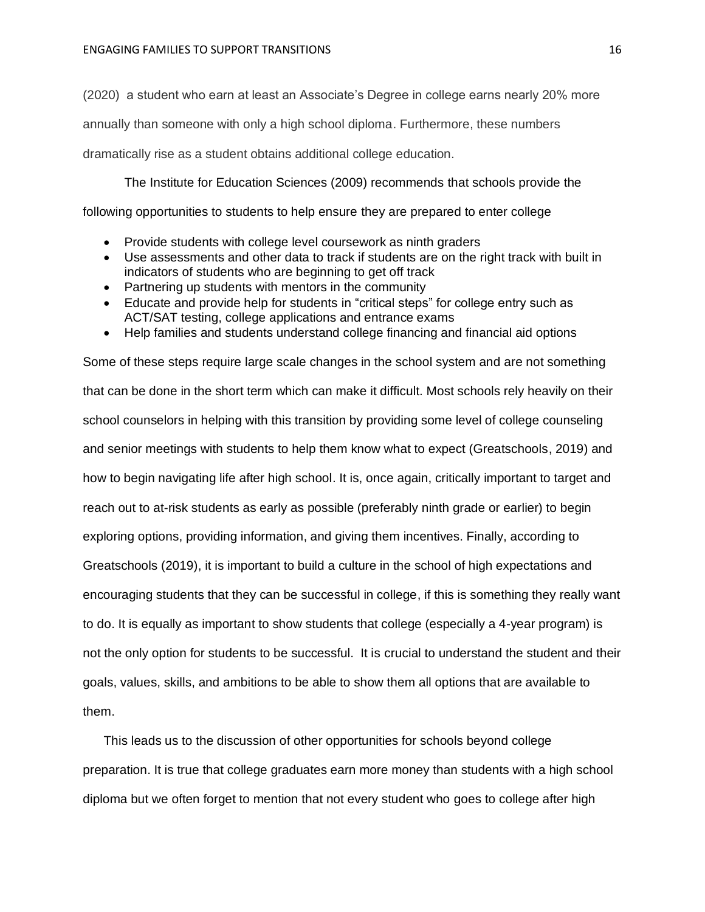(2020) a student who earn at least an Associate's Degree in college earns nearly 20% more annually than someone with only a high school diploma. Furthermore, these numbers dramatically rise as a student obtains additional college education.

The Institute for Education Sciences (2009) recommends that schools provide the following opportunities to students to help ensure they are prepared to enter college

- Provide students with college level coursework as ninth graders
- Use assessments and other data to track if students are on the right track with built in indicators of students who are beginning to get off track
- Partnering up students with mentors in the community
- Educate and provide help for students in "critical steps" for college entry such as ACT/SAT testing, college applications and entrance exams
- Help families and students understand college financing and financial aid options

Some of these steps require large scale changes in the school system and are not something that can be done in the short term which can make it difficult. Most schools rely heavily on their school counselors in helping with this transition by providing some level of college counseling and senior meetings with students to help them know what to expect (Greatschools, 2019) and how to begin navigating life after high school. It is, once again, critically important to target and reach out to at-risk students as early as possible (preferably ninth grade or earlier) to begin exploring options, providing information, and giving them incentives. Finally, according to Greatschools (2019), it is important to build a culture in the school of high expectations and encouraging students that they can be successful in college, if this is something they really want to do. It is equally as important to show students that college (especially a 4-year program) is not the only option for students to be successful. It is crucial to understand the student and their goals, values, skills, and ambitions to be able to show them all options that are available to them.

This leads us to the discussion of other opportunities for schools beyond college preparation. It is true that college graduates earn more money than students with a high school diploma but we often forget to mention that not every student who goes to college after high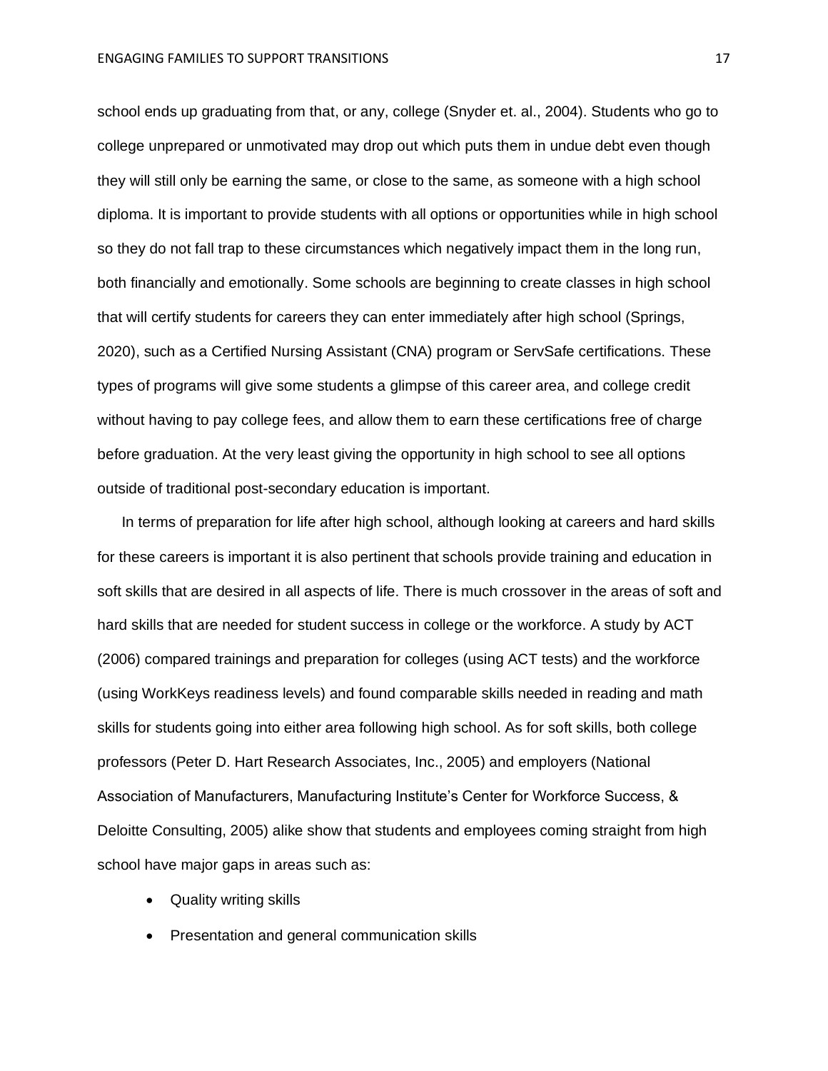school ends up graduating from that, or any, college (Snyder et. al., 2004). Students who go to college unprepared or unmotivated may drop out which puts them in undue debt even though they will still only be earning the same, or close to the same, as someone with a high school diploma. It is important to provide students with all options or opportunities while in high school so they do not fall trap to these circumstances which negatively impact them in the long run, both financially and emotionally. Some schools are beginning to create classes in high school that will certify students for careers they can enter immediately after high school (Springs, 2020), such as a Certified Nursing Assistant (CNA) program or ServSafe certifications. These types of programs will give some students a glimpse of this career area, and college credit without having to pay college fees, and allow them to earn these certifications free of charge before graduation. At the very least giving the opportunity in high school to see all options outside of traditional post-secondary education is important.

In terms of preparation for life after high school, although looking at careers and hard skills for these careers is important it is also pertinent that schools provide training and education in soft skills that are desired in all aspects of life. There is much crossover in the areas of soft and hard skills that are needed for student success in college or the workforce. A study by ACT (2006) compared trainings and preparation for colleges (using ACT tests) and the workforce (using WorkKeys readiness levels) and found comparable skills needed in reading and math skills for students going into either area following high school. As for soft skills, both college professors (Peter D. Hart Research Associates, Inc., 2005) and employers (National Association of Manufacturers, Manufacturing Institute's Center for Workforce Success, & Deloitte Consulting, 2005) alike show that students and employees coming straight from high school have major gaps in areas such as:

- Quality writing skills
- Presentation and general communication skills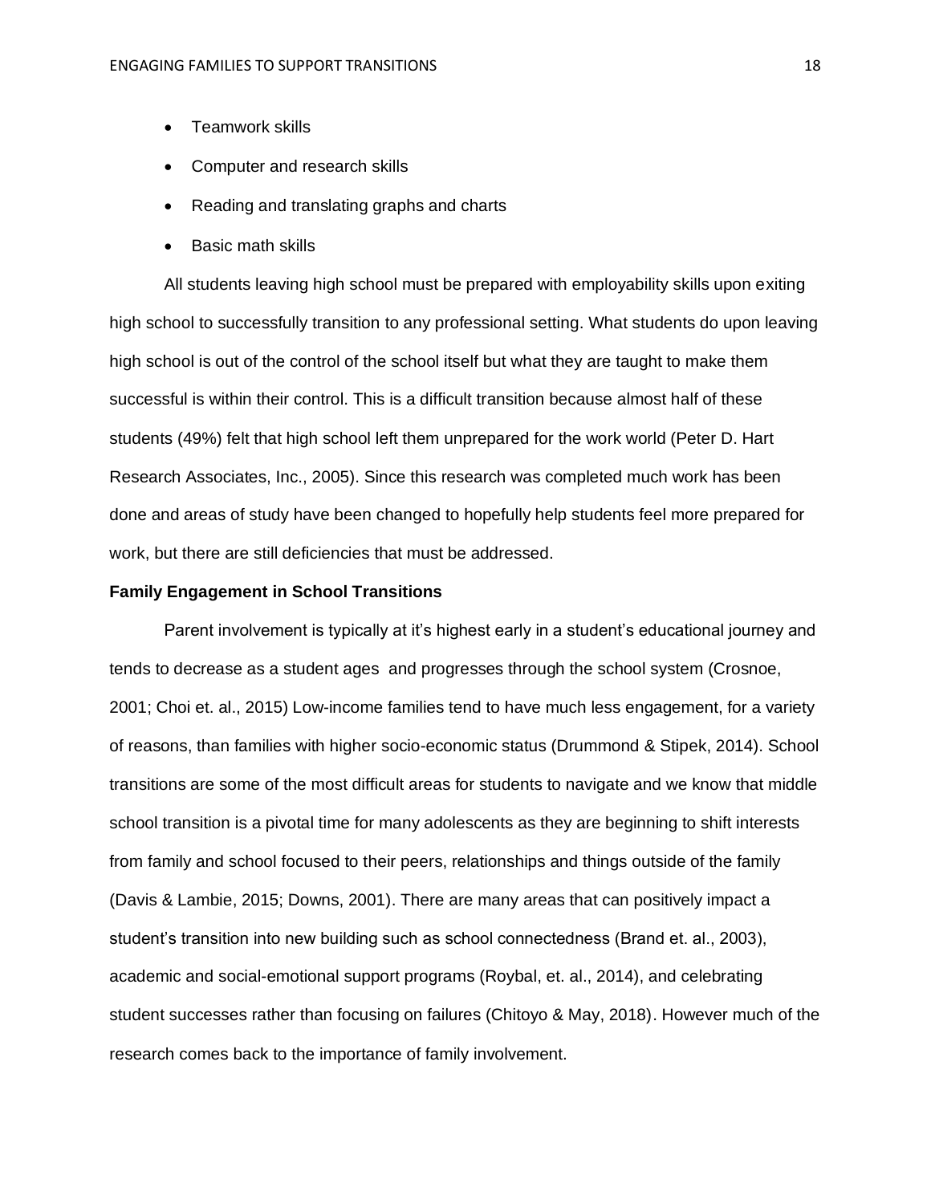- Teamwork skills
- Computer and research skills
- Reading and translating graphs and charts
- Basic math skills

All students leaving high school must be prepared with employability skills upon exiting high school to successfully transition to any professional setting. What students do upon leaving high school is out of the control of the school itself but what they are taught to make them successful is within their control. This is a difficult transition because almost half of these students (49%) felt that high school left them unprepared for the work world (Peter D. Hart Research Associates, Inc., 2005). Since this research was completed much work has been done and areas of study have been changed to hopefully help students feel more prepared for work, but there are still deficiencies that must be addressed.

**Family Engagement in School Transitions**

Parent involvement is typically at it's highest early in a student's educational journey and tends to decrease as a student ages and progresses through the school system (Crosnoe, 2001; Choi et. al., 2015) Low-income families tend to have much less engagement, for a variety of reasons, than families with higher socio-economic status (Drummond & Stipek, 2014). School transitions are some of the most difficult areas for students to navigate and we know that middle school transition is a pivotal time for many adolescents as they are beginning to shift interests from family and school focused to their peers, relationships and things outside of the family (Davis & Lambie, 2015; Downs, 2001). There are many areas that can positively impact a student's transition into new building such as school connectedness (Brand et. al., 2003), academic and social-emotional support programs (Roybal, et. al., 2014), and celebrating student successes rather than focusing on failures (Chitoyo & May, 2018). However much of the research comes back to the importance of family involvement.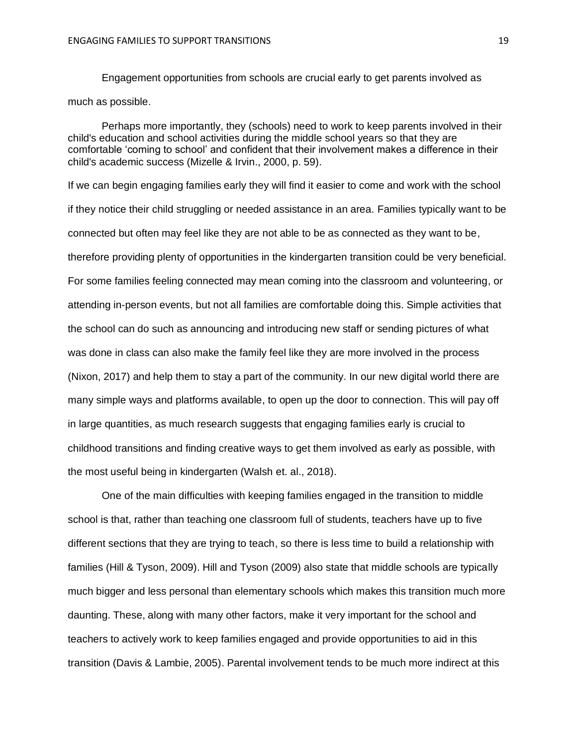Engagement opportunities from schools are crucial early to get parents involved as much as possible.

> Perhaps more importantly, they (schools) need to work to keep parents involved in their child's education and school activities during the middle school years so that they are comfortable 'coming to school' and confident that their involvement makes a difference in their child's academic success (Mizelle & Irvin., 2000, p. 59).

If we can begin engaging families early they will find it easier to come and work with the school if they notice their child struggling or needed assistance in an area. Families typically want to be connected but often may feel like they are not able to be as connected as they want to be, therefore providing plenty of opportunities in the kindergarten transition could be very beneficial. For some families feeling connected may mean coming into the classroom and volunteering, or attending in-person events, but not all families are comfortable doing this. Simple activities that the school can do such as announcing and introducing new staff or sending pictures of what was done in class can also make the family feel like they are more involved in the process (Nixon, 2017) and help them to stay a part of the community. In our new digital world there are many simple ways and platforms available, to open up the door to connection. This will pay off in large quantities, as much research suggests that engaging families early is crucial to childhood transitions and finding creative ways to get them involved as early as possible, with the most useful being in kindergarten (Walsh et. al., 2018).

One of the main difficulties with keeping families engaged in the transition to middle school is that, rather than teaching one classroom full of students, teachers have up to five different sections that they are trying to teach, so there is less time to build a relationship with families (Hill & Tyson, 2009). Hill and Tyson (2009) also state that middle schools are typically much bigger and less personal than elementary schools which makes this transition much more daunting. These, along with many other factors, make it very important for the school and teachers to actively work to keep families engaged and provide opportunities to aid in this transition (Davis & Lambie, 2005). Parental involvement tends to be much more indirect at this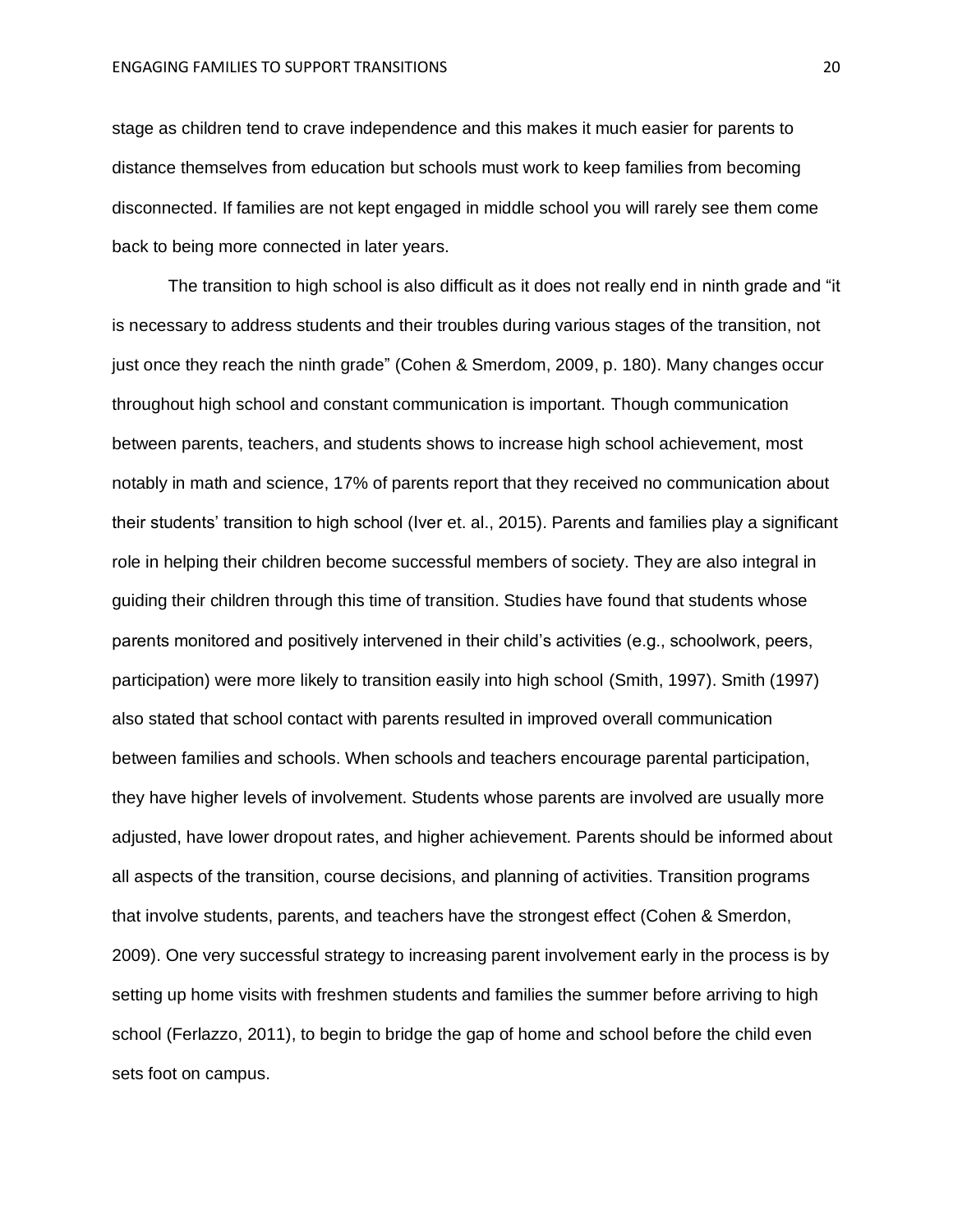stage as children tend to crave independence and this makes it much easier for parents to distance themselves from education but schools must work to keep families from becoming disconnected. If families are not kept engaged in middle school you will rarely see them come back to being more connected in later years.

The transition to high school is also difficult as it does not really end in ninth grade and "it is necessary to address students and their troubles during various stages of the transition, not just once they reach the ninth grade" (Cohen & Smerdom, 2009, p. 180). Many changes occur throughout high school and constant communication is important. Though communication between parents, teachers, and students shows to increase high school achievement, most notably in math and science, 17% of parents report that they received no communication about their students' transition to high school (Iver et. al., 2015). Parents and families play a significant role in helping their children become successful members of society. They are also integral in guiding their children through this time of transition. Studies have found that students whose parents monitored and positively intervened in their child's activities (e.g., schoolwork, peers, participation) were more likely to transition easily into high school (Smith, 1997). Smith (1997) also stated that school contact with parents resulted in improved overall communication between families and schools. When schools and teachers encourage parental participation, they have higher levels of involvement. Students whose parents are involved are usually more adjusted, have lower dropout rates, and higher achievement. Parents should be informed about all aspects of the transition, course decisions, and planning of activities. Transition programs that involve students, parents, and teachers have the strongest effect (Cohen & Smerdon, 2009). One very successful strategy to increasing parent involvement early in the process is by setting up home visits with freshmen students and families the summer before arriving to high school (Ferlazzo, 2011), to begin to bridge the gap of home and school before the child even sets foot on campus.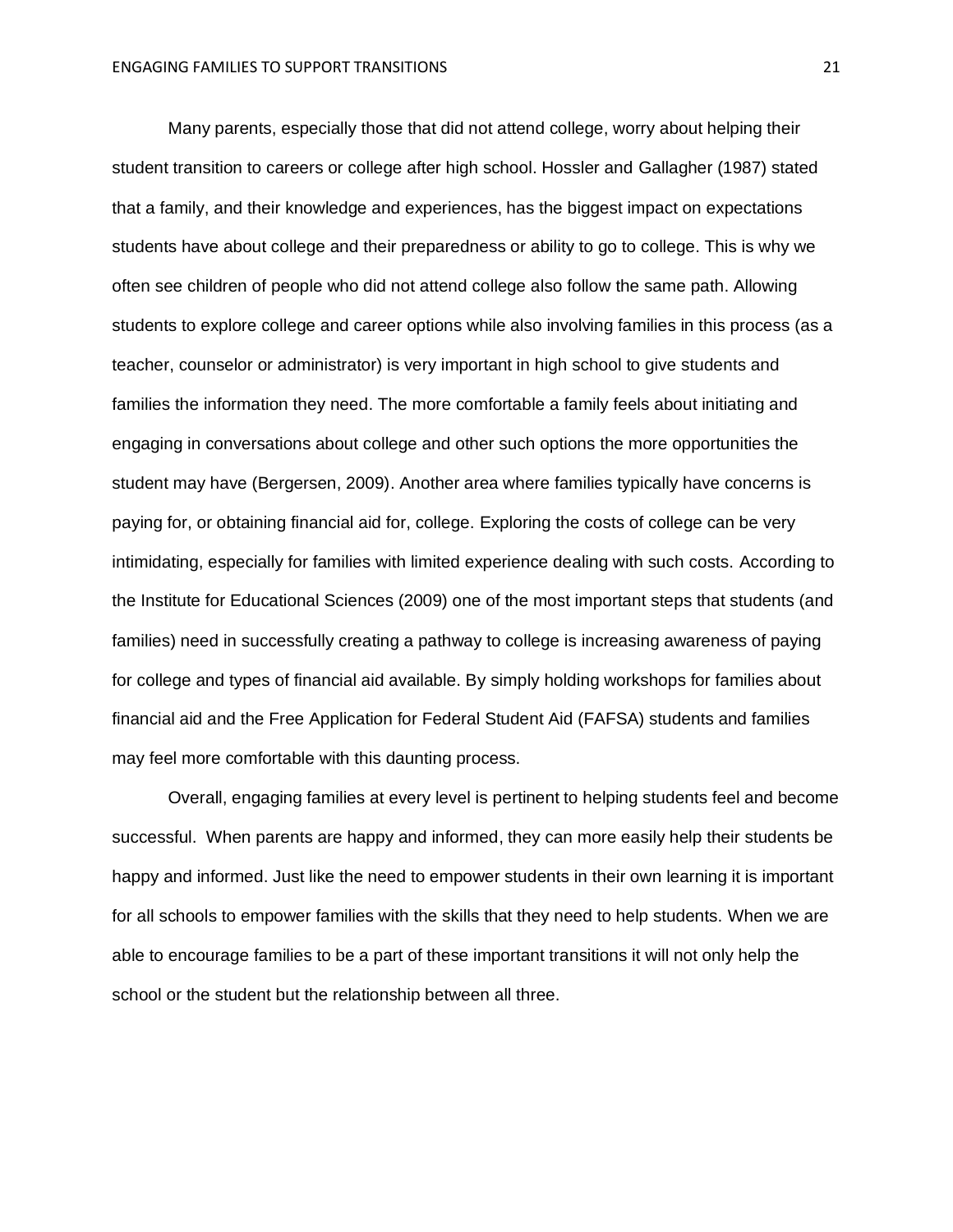Many parents, especially those that did not attend college, worry about helping their student transition to careers or college after high school. Hossler and Gallagher (1987) stated that a family, and their knowledge and experiences, has the biggest impact on expectations students have about college and their preparedness or ability to go to college. This is why we often see children of people who did not attend college also follow the same path. Allowing students to explore college and career options while also involving families in this process (as a teacher, counselor or administrator) is very important in high school to give students and families the information they need. The more comfortable a family feels about initiating and engaging in conversations about college and other such options the more opportunities the student may have (Bergersen, 2009). Another area where families typically have concerns is paying for, or obtaining financial aid for, college. Exploring the costs of college can be very intimidating, especially for families with limited experience dealing with such costs. According to the Institute for Educational Sciences (2009) one of the most important steps that students (and families) need in successfully creating a pathway to college is increasing awareness of paying for college and types of financial aid available. By simply holding workshops for families about financial aid and the Free Application for Federal Student Aid (FAFSA) students and families may feel more comfortable with this daunting process.

Overall, engaging families at every level is pertinent to helping students feel and become successful. When parents are happy and informed, they can more easily help their students be happy and informed. Just like the need to empower students in their own learning it is important for all schools to empower families with the skills that they need to help students. When we are able to encourage families to be a part of these important transitions it will not only help the school or the student but the relationship between all three.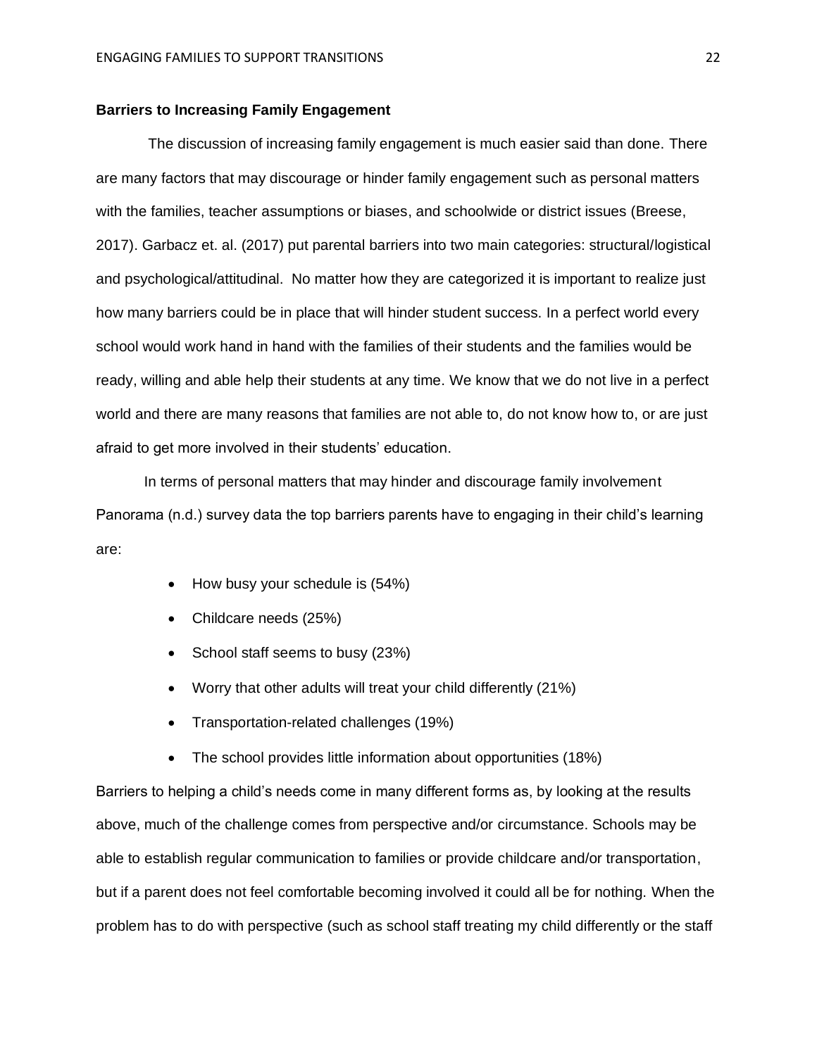**Barriers to Increasing Family Engagement**

The discussion of increasing family engagement is much easier said than done. There are many factors that may discourage or hinder family engagement such as personal matters with the families, teacher assumptions or biases, and schoolwide or district issues (Breese, 2017). Garbacz et. al. (2017) put parental barriers into two main categories: structural/logistical and psychological/attitudinal. No matter how they are categorized it is important to realize just how many barriers could be in place that will hinder student success. In a perfect world every school would work hand in hand with the families of their students and the families would be ready, willing and able help their students at any time. We know that we do not live in a perfect world and there are many reasons that families are not able to, do not know how to, or are just afraid to get more involved in their students' education.

In terms of personal matters that may hinder and discourage family involvement Panorama (n.d.) survey data the top barriers parents have to engaging in their child's learning are:

- How busy your schedule is (54%)
- Childcare needs (25%)
- School staff seems to busy (23%)
- Worry that other adults will treat your child differently (21%)
- Transportation-related challenges (19%)
- The school provides little information about opportunities (18%)

Barriers to helping a child's needs come in many different forms as, by looking at the results above, much of the challenge comes from perspective and/or circumstance. Schools may be able to establish regular communication to families or provide childcare and/or transportation, but if a parent does not feel comfortable becoming involved it could all be for nothing. When the problem has to do with perspective (such as school staff treating my child differently or the staff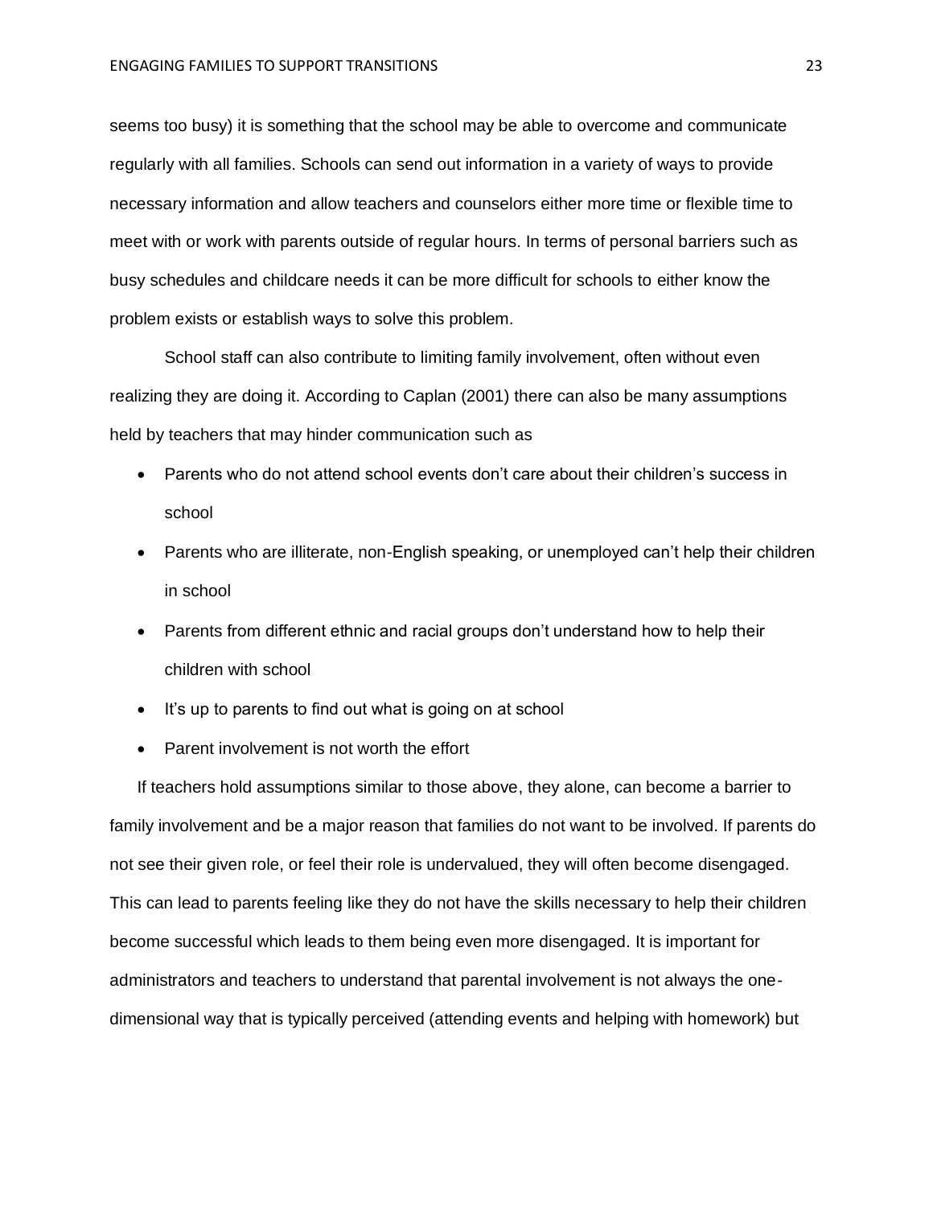seems too busy) it is something that the school may be able to overcome and communicate regularly with all families. Schools can send out information in a variety of ways to provide necessary information and allow teachers and counselors either more time or flexible time to meet with or work with parents outside of regular hours. In terms of personal barriers such as busy schedules and childcare needs it can be more difficult for schools to either know the problem exists or establish ways to solve this problem.

School staff can also contribute to limiting family involvement, often without even realizing they are doing it. According to Caplan (2001) there can also be many assumptions held by teachers that may hinder communication such as

- Parents who do not attend school events don't care about their children's success in school
- Parents who are illiterate, non-English speaking, or unemployed can't help their children in school
- Parents from different ethnic and racial groups don't understand how to help their children with school
- It's up to parents to find out what is going on at school
- Parent involvement is not worth the effort

If teachers hold assumptions similar to those above, they alone, can become a barrier to family involvement and be a major reason that families do not want to be involved. If parents do not see their given role, or feel their role is undervalued, they will often become disengaged. This can lead to parents feeling like they do not have the skills necessary to help their children become successful which leads to them being even more disengaged. It is important for administrators and teachers to understand that parental involvement is not always the one-dimensional way that is typically perceived (attending events and helping with homework) but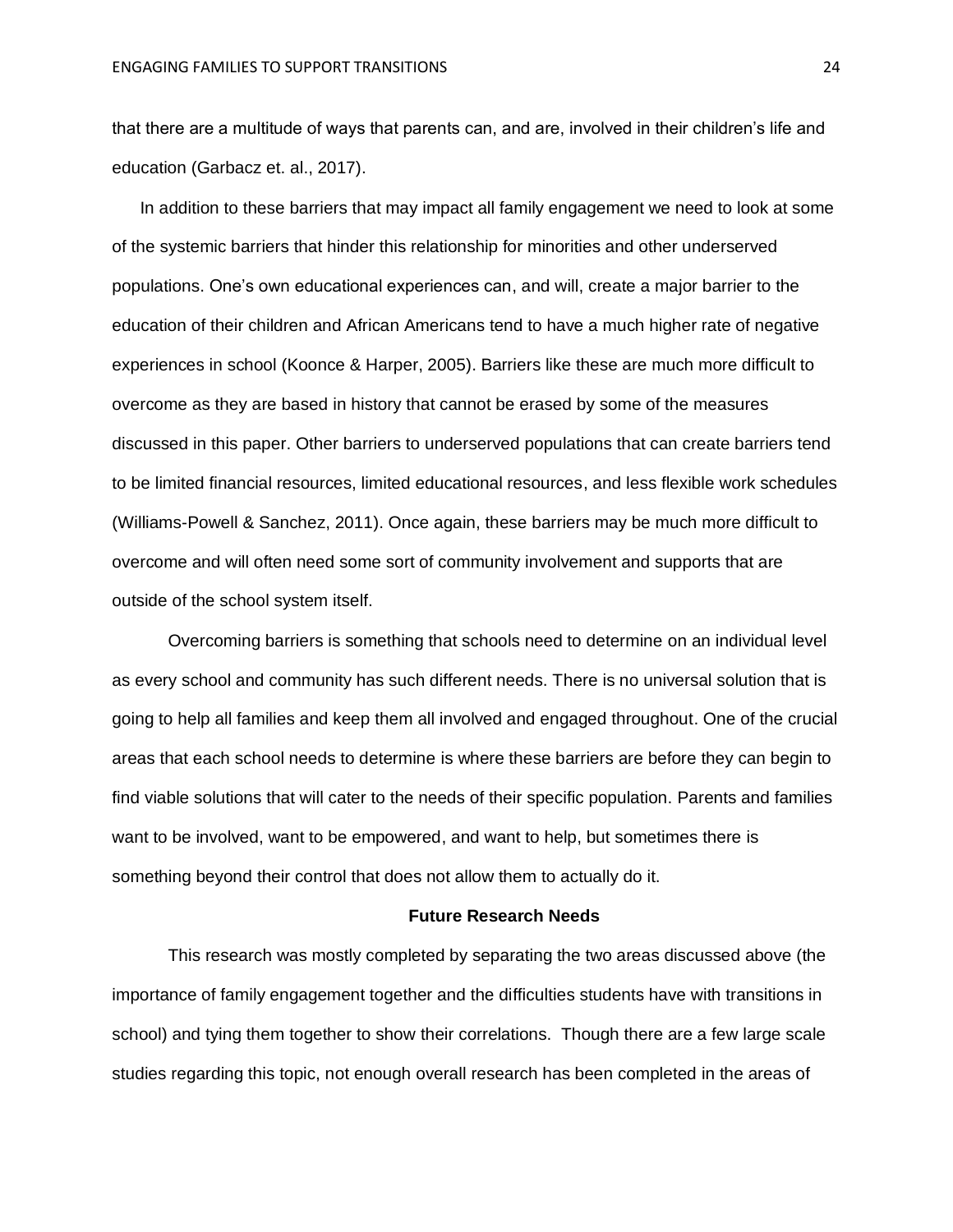that there are a multitude of ways that parents can, and are, involved in their children's life and education (Garbacz et. al., 2017).

In addition to these barriers that may impact all family engagement we need to look at some of the systemic barriers that hinder this relationship for minorities and other underserved populations. One's own educational experiences can, and will, create a major barrier to the education of their children and African Americans tend to have a much higher rate of negative experiences in school (Koonce & Harper, 2005). Barriers like these are much more difficult to overcome as they are based in history that cannot be erased by some of the measures discussed in this paper. Other barriers to underserved populations that can create barriers tend to be limited financial resources, limited educational resources, and less flexible work schedules (Williams-Powell & Sanchez, 2011). Once again, these barriers may be much more difficult to overcome and will often need some sort of community involvement and supports that are outside of the school system itself.

Overcoming barriers is something that schools need to determine on an individual level as every school and community has such different needs. There is no universal solution that is going to help all families and keep them all involved and engaged throughout. One of the crucial areas that each school needs to determine is where these barriers are before they can begin to find viable solutions that will cater to the needs of their specific population. Parents and families want to be involved, want to be empowered, and want to help, but sometimes there is something beyond their control that does not allow them to actually do it.

## Future Research Needs

This research was mostly completed by separating the two areas discussed above (the importance of family engagement together and the difficulties students have with transitions in school) and tying them together to show their correlations. Though there are a few large scale studies regarding this topic, not enough overall research has been completed in the areas of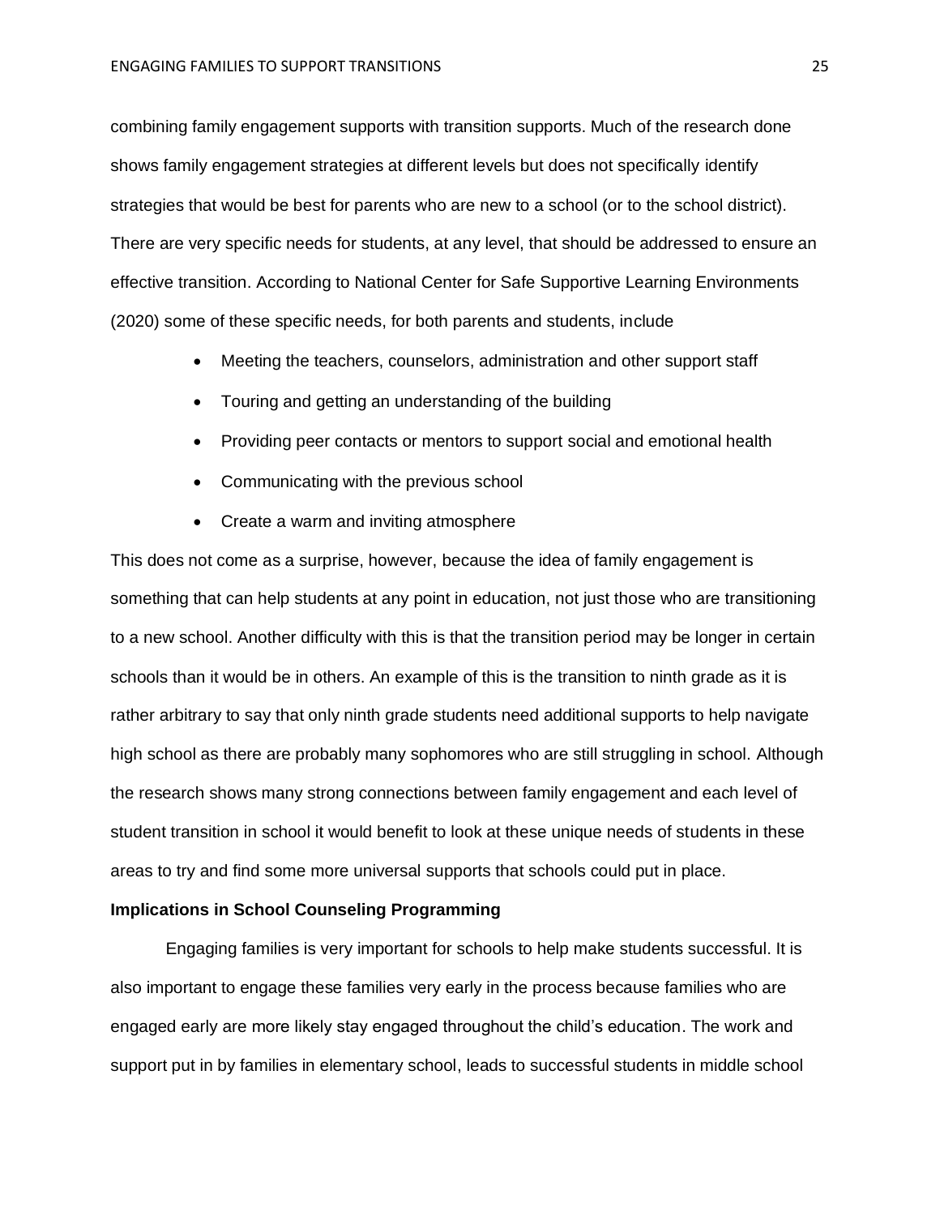combining family engagement supports with transition supports. Much of the research done shows family engagement strategies at different levels but does not specifically identify strategies that would be best for parents who are new to a school (or to the school district). There are very specific needs for students, at any level, that should be addressed to ensure an effective transition. According to National Center for Safe Supportive Learning Environments (2020) some of these specific needs, for both parents and students, include

- Meeting the teachers, counselors, administration and other support staff
- Touring and getting an understanding of the building
- Providing peer contacts or mentors to support social and emotional health
- Communicating with the previous school
- Create a warm and inviting atmosphere

This does not come as a surprise, however, because the idea of family engagement is something that can help students at any point in education, not just those who are transitioning to a new school. Another difficulty with this is that the transition period may be longer in certain schools than it would be in others. An example of this is the transition to ninth grade as it is rather arbitrary to say that only ninth grade students need additional supports to help navigate high school as there are probably many sophomores who are still struggling in school. Although the research shows many strong connections between family engagement and each level of student transition in school it would benefit to look at these unique needs of students in these areas to try and find some more universal supports that schools could put in place.

**Implications in School Counseling Programming**

Engaging families is very important for schools to help make students successful. It is also important to engage these families very early in the process because families who are engaged early are more likely stay engaged throughout the child's education. The work and support put in by families in elementary school, leads to successful students in middle school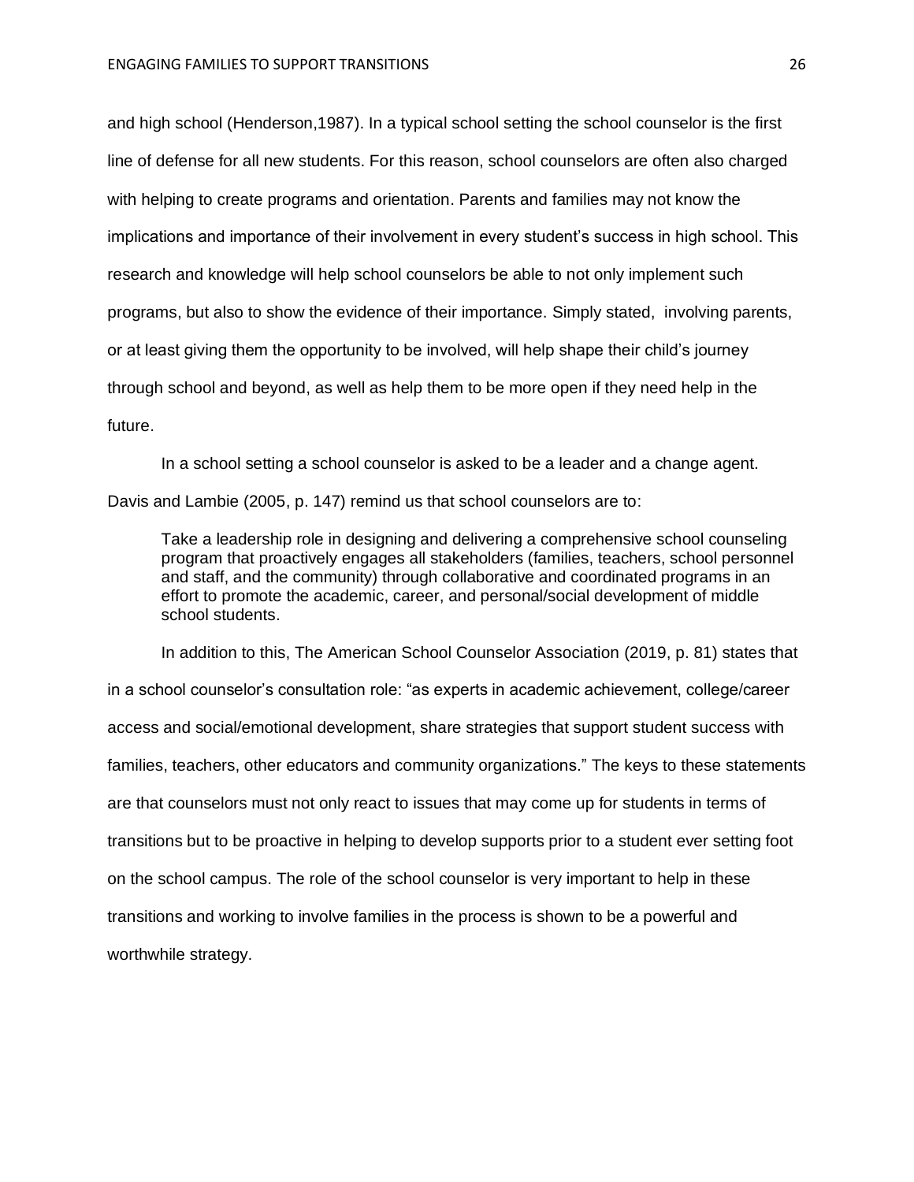and high school (Henderson,1987). In a typical school setting the school counselor is the first line of defense for all new students. For this reason, school counselors are often also charged with helping to create programs and orientation. Parents and families may not know the implications and importance of their involvement in every student's success in high school. This research and knowledge will help school counselors be able to not only implement such programs, but also to show the evidence of their importance. Simply stated, involving parents, or at least giving them the opportunity to be involved, will help shape their child's journey through school and beyond, as well as help them to be more open if they need help in the future.

In a school setting a school counselor is asked to be a leader and a change agent. Davis and Lambie (2005, p. 147) remind us that school counselors are to:

> Take a leadership role in designing and delivering a comprehensive school counseling program that proactively engages all stakeholders (families, teachers, school personnel and staff, and the community) through collaborative and coordinated programs in an effort to promote the academic, career, and personal/social development of middle school students.

In addition to this, The American School Counselor Association (2019, p. 81) states that in a school counselor's consultation role: "as experts in academic achievement, college/career access and social/emotional development, share strategies that support student success with families, teachers, other educators and community organizations." The keys to these statements are that counselors must not only react to issues that may come up for students in terms of transitions but to be proactive in helping to develop supports prior to a student ever setting foot on the school campus. The role of the school counselor is very important to help in these transitions and working to involve families in the process is shown to be a powerful and worthwhile strategy.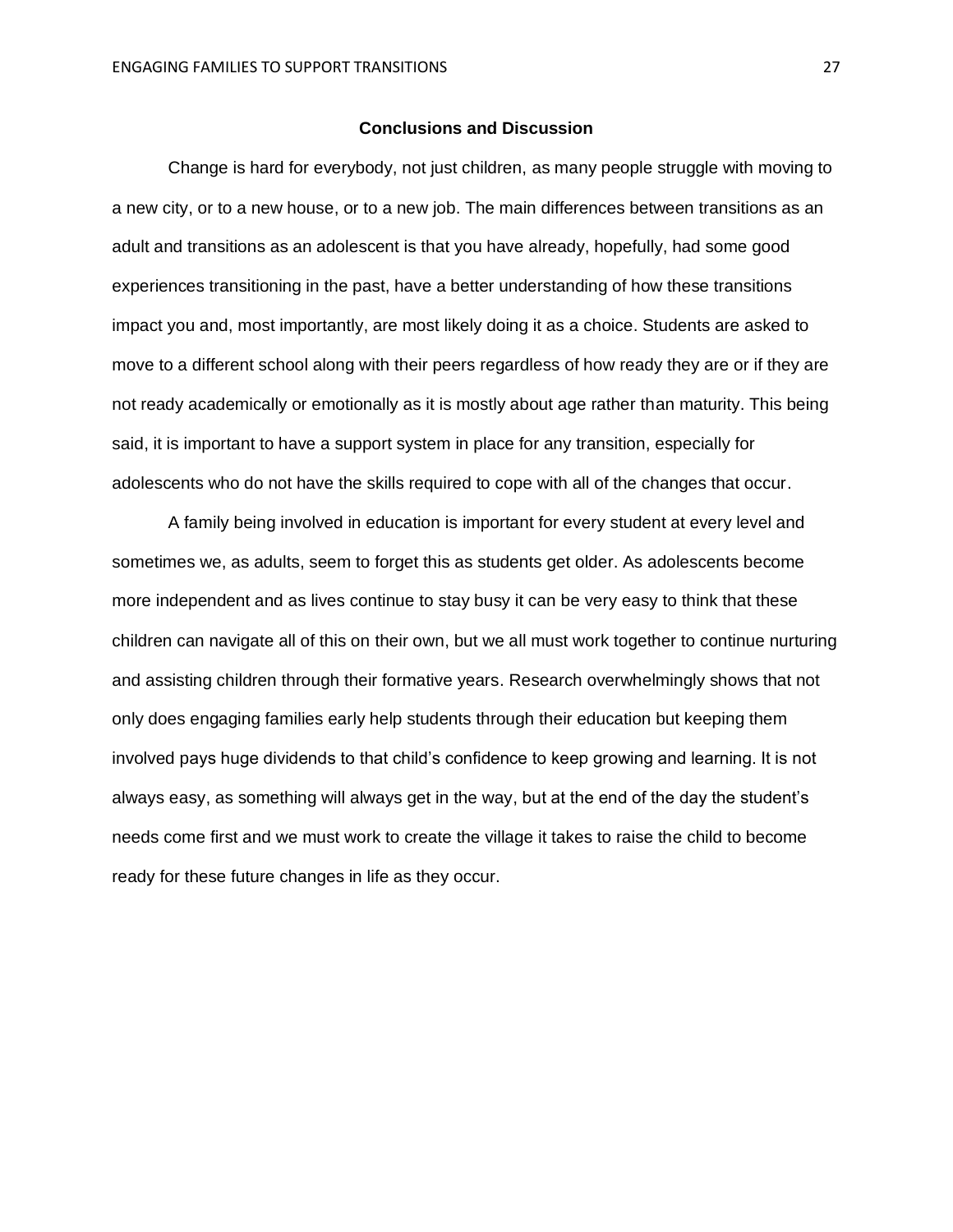## Conclusions and Discussion

Change is hard for everybody, not just children, as many people struggle with moving to a new city, or to a new house, or to a new job. The main differences between transitions as an adult and transitions as an adolescent is that you have already, hopefully, had some good experiences transitioning in the past, have a better understanding of how these transitions impact you and, most importantly, are most likely doing it as a choice. Students are asked to move to a different school along with their peers regardless of how ready they are or if they are not ready academically or emotionally as it is mostly about age rather than maturity. This being said, it is important to have a support system in place for any transition, especially for adolescents who do not have the skills required to cope with all of the changes that occur.

A family being involved in education is important for every student at every level and sometimes we, as adults, seem to forget this as students get older. As adolescents become more independent and as lives continue to stay busy it can be very easy to think that these children can navigate all of this on their own, but we all must work together to continue nurturing and assisting children through their formative years. Research overwhelmingly shows that not only does engaging families early help students through their education but keeping them involved pays huge dividends to that child's confidence to keep growing and learning. It is not always easy, as something will always get in the way, but at the end of the day the student's needs come first and we must work to create the village it takes to raise the child to become ready for these future changes in life as they occur.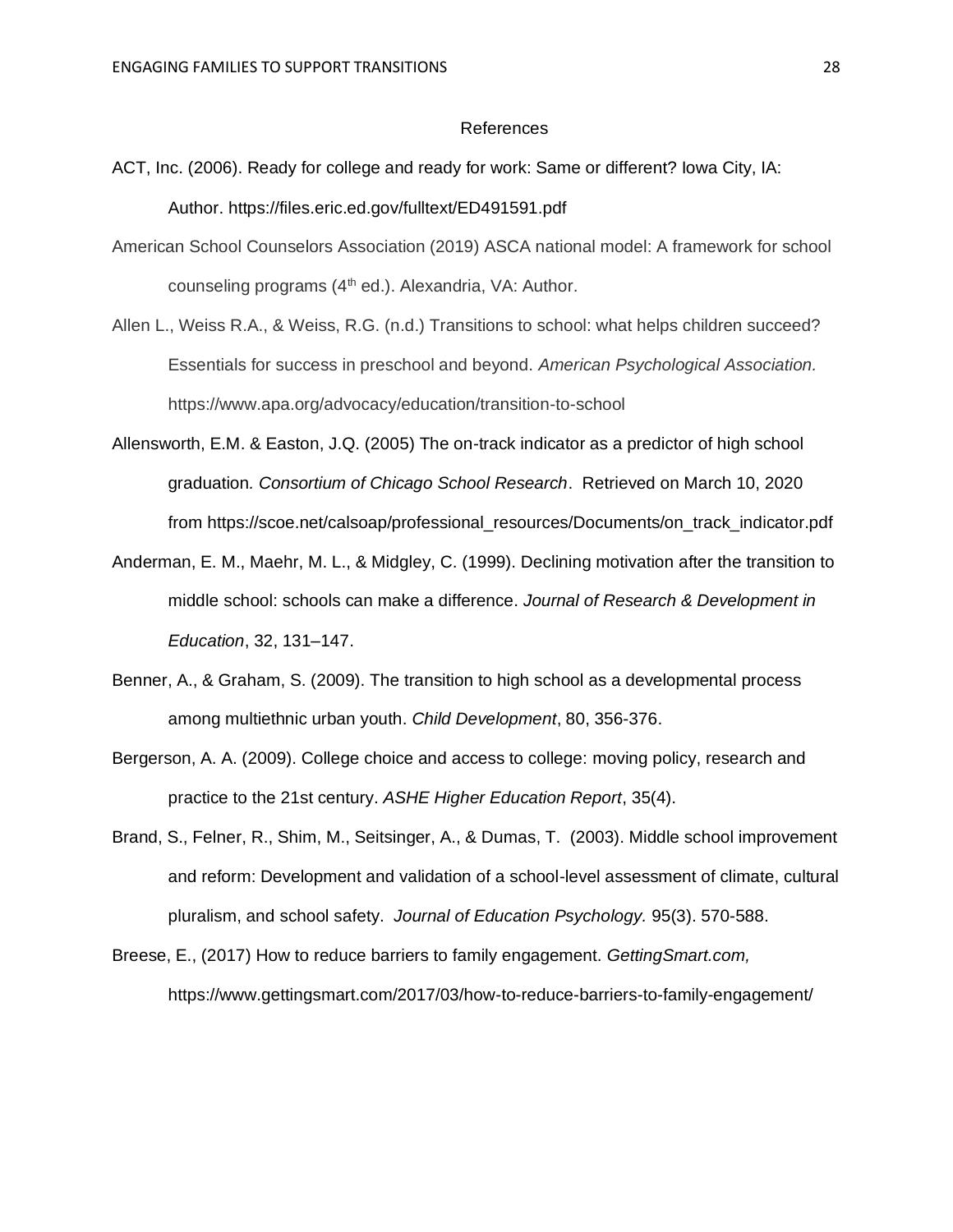# References

ACT, Inc. (2006). Ready for college and ready for work: Same or different? Iowa City, IA: Author. https://files.eric.ed.gov/fulltext/ED491591.pdf

American School Counselors Association (2019) ASCA national model: A framework for school counseling programs (4th ed.). Alexandria, VA: Author.

Allen L., Weiss R.A., & Weiss, R.G. (n.d.) Transitions to school: what helps children succeed? Essentials for success in preschool and beyond. *American Psychological Association.* https://www.apa.org/advocacy/education/transition-to-school

Allensworth, E.M. & Easton, J.Q. (2005) The on-track indicator as a predictor of high school graduation*. Consortium of Chicago School Research*. Retrieved on March 10, 2020 from https://scoe.net/calsoap/professional_resources/Documents/on_track_indicator.pdf

Anderman, E. M., Maehr, M. L., & Midgley, C. (1999). Declining motivation after the transition to middle school: schools can make a difference. *Journal of Research & Development in Education*, 32, 131–147.

Benner, A., & Graham, S. (2009). The transition to high school as a developmental process among multiethnic urban youth. *Child Development*, 80, 356-376.

Bergerson, A. A. (2009). College choice and access to college: moving policy, research and practice to the 21st century. *ASHE Higher Education Report*, 35(4).

Brand, S., Felner, R., Shim, M., Seitsinger, A., & Dumas, T. (2003). Middle school improvement and reform: Development and validation of a school-level assessment of climate, cultural pluralism, and school safety. *Journal of Education Psychology.* 95(3). 570-588.

Breese, E., (2017) How to reduce barriers to family engagement. *GettingSmart.com,* https://www.gettingsmart.com/2017/03/how-to-reduce-barriers-to-family-engagement/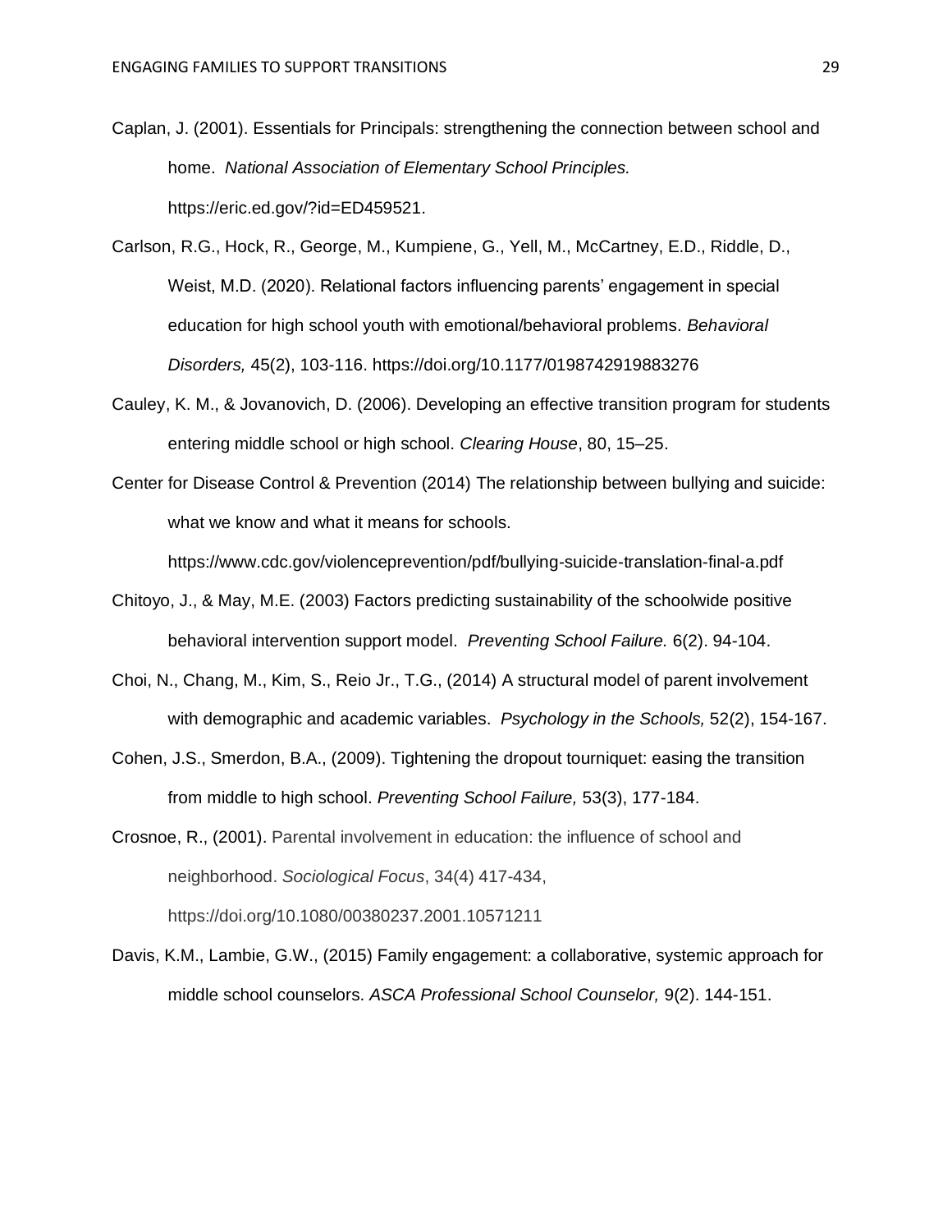Caplan, J. (2001). Essentials for Principals: strengthening the connection between school and home. *National Association of Elementary School Principles.* https://eric.ed.gov/?id=ED459521.

Carlson, R.G., Hock, R., George, M., Kumpiene, G., Yell, M., McCartney, E.D., Riddle, D., Weist, M.D. (2020). Relational factors influencing parents' engagement in special education for high school youth with emotional/behavioral problems. *Behavioral Disorders,* 45(2), 103-116. https://doi.org/10.1177/0198742919883276

Cauley, K. M., & Jovanovich, D. (2006). Developing an effective transition program for students entering middle school or high school. *Clearing House*, 80, 15–25.

Center for Disease Control & Prevention (2014) The relationship between bullying and suicide: what we know and what it means for schools. https://www.cdc.gov/violenceprevention/pdf/bullying-suicide-translation-final-a.pdf

Chitoyo, J., & May, M.E. (2003) Factors predicting sustainability of the schoolwide positive behavioral intervention support model. *Preventing School Failure.* 6(2). 94-104.

Choi, N., Chang, M., Kim, S., Reio Jr., T.G., (2014) A structural model of parent involvement with demographic and academic variables. *Psychology in the Schools,* 52(2), 154-167.

Cohen, J.S., Smerdon, B.A., (2009). Tightening the dropout tourniquet: easing the transition from middle to high school. *Preventing School Failure,* 53(3), 177-184.

Crosnoe, R., (2001). Parental involvement in education: the influence of school and neighborhood. *Sociological Focus*, 34(4) 417-434, https://doi.org/10.1080/00380237.2001.10571211

Davis, K.M., Lambie, G.W., (2015) Family engagement: a collaborative, systemic approach for middle school counselors. *ASCA Professional School Counselor,* 9(2). 144-151.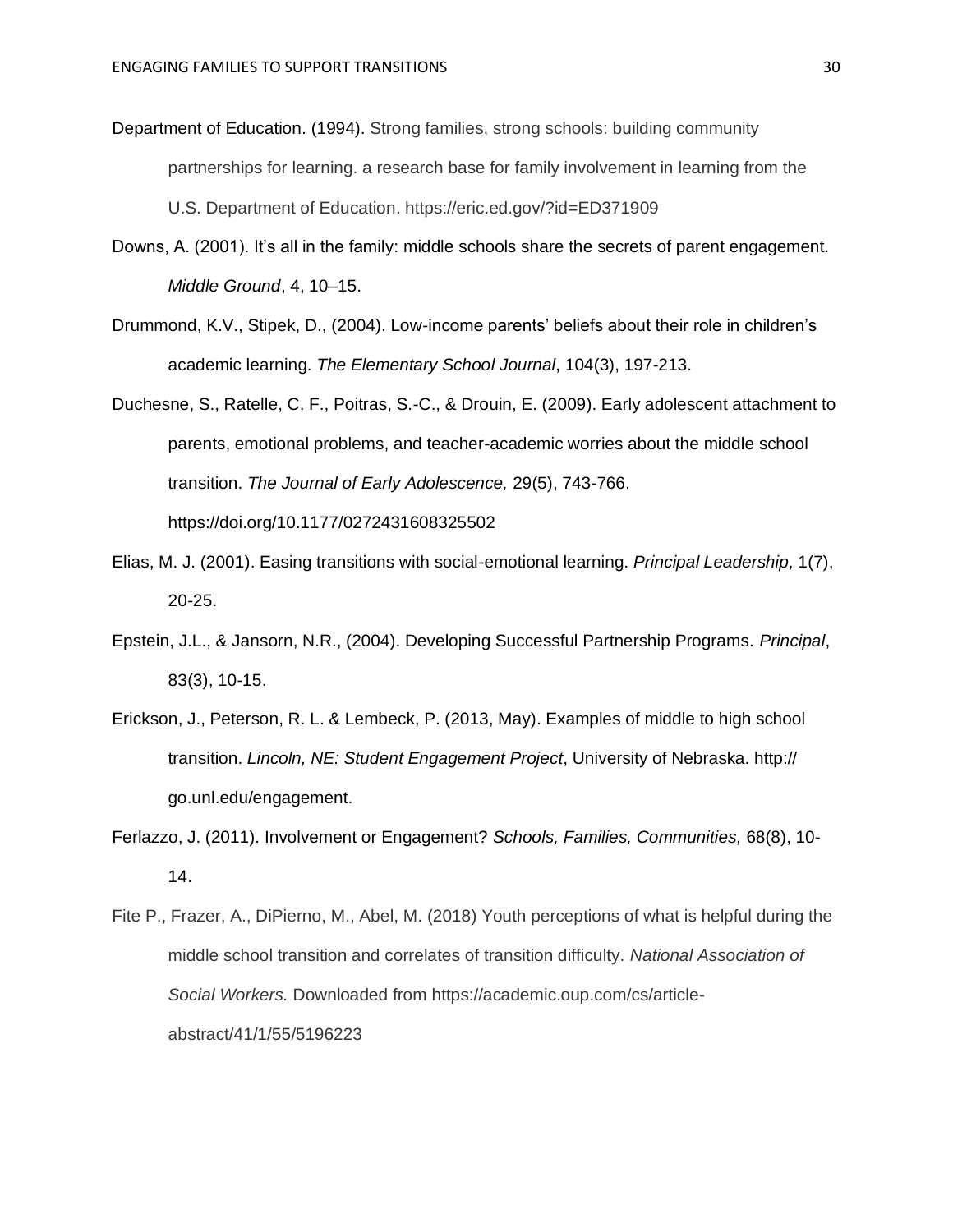Department of Education. (1994). Strong families, strong schools: building community partnerships for learning. a research base for family involvement in learning from the U.S. Department of Education. https://eric.ed.gov/?id=ED371909

Downs, A. (2001). It's all in the family: middle schools share the secrets of parent engagement. *Middle Ground*, 4, 10–15.

Drummond, K.V., Stipek, D., (2004). Low-income parents' beliefs about their role in children's academic learning. *The Elementary School Journal*, 104(3), 197-213.

Duchesne, S., Ratelle, C. F., Poitras, S.-C., & Drouin, E. (2009). Early adolescent attachment to parents, emotional problems, and teacher-academic worries about the middle school transition. *The Journal of Early Adolescence,* 29(5), 743-766. https://doi.org/10.1177/0272431608325502

Elias, M. J. (2001). Easing transitions with social-emotional learning. *Principal Leadership,* 1(7), 20-25.

Epstein, J.L., & Jansorn, N.R., (2004). Developing Successful Partnership Programs. *Principal*, 83(3), 10-15.

Erickson, J., Peterson, R. L. & Lembeck, P. (2013, May). Examples of middle to high school transition. *Lincoln, NE: Student Engagement Project*, University of Nebraska. http:// go.unl.edu/engagement.

Ferlazzo, J. (2011). Involvement or Engagement? *Schools, Families, Communities,* 68(8), 10-14.

Fite P., Frazer, A., DiPierno, M., Abel, M. (2018) Youth perceptions of what is helpful during the middle school transition and correlates of transition difficulty. *National Association of Social Workers.* Downloaded from https://academic.oup.com/cs/article-abstract/41/1/55/5196223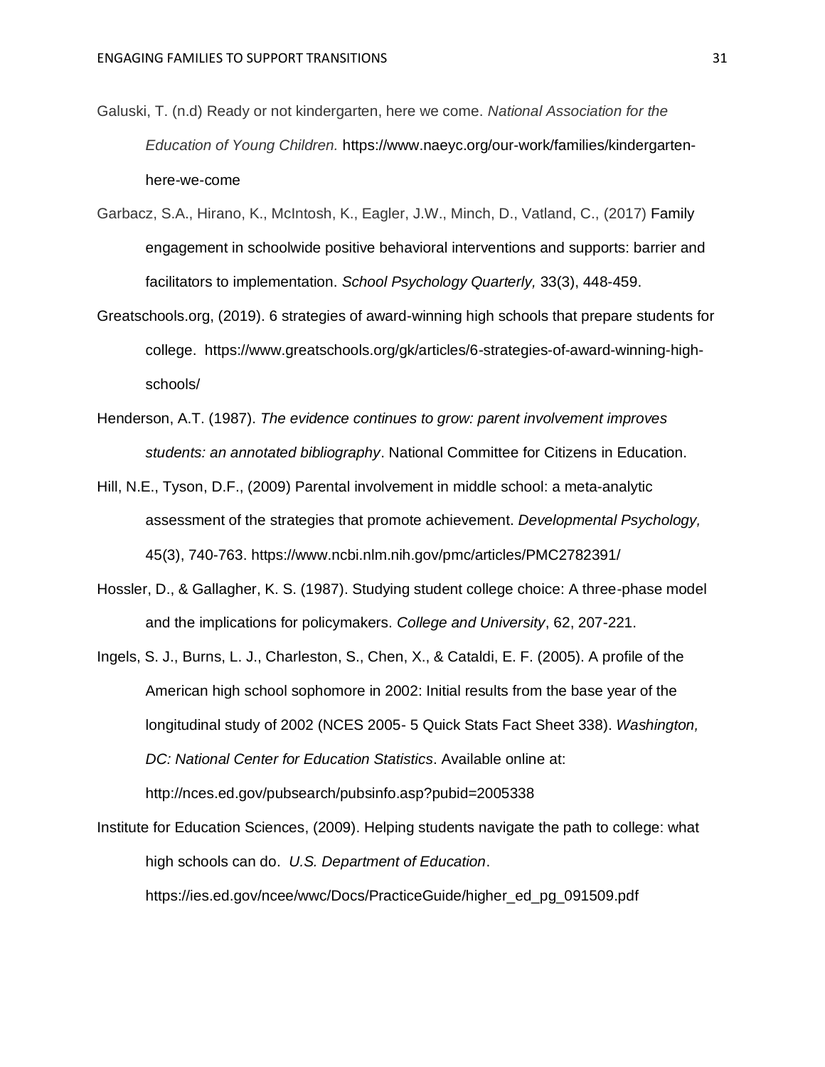Galuski, T. (n.d) Ready or not kindergarten, here we come. *National Association for the Education of Young Children.* https://www.naeyc.org/our-work/families/kindergarten-here-we-come

Garbacz, S.A., Hirano, K., McIntosh, K., Eagler, J.W., Minch, D., Vatland, C., (2017) Family engagement in schoolwide positive behavioral interventions and supports: barrier and facilitators to implementation. *School Psychology Quarterly,* 33(3), 448-459.

Greatschools.org, (2019). 6 strategies of award-winning high schools that prepare students for college. https://www.greatschools.org/gk/articles/6-strategies-of-award-winning-high-schools/

Henderson, A.T. (1987). *The evidence continues to grow: parent involvement improves students: an annotated bibliography*. National Committee for Citizens in Education.

Hill, N.E., Tyson, D.F., (2009) Parental involvement in middle school: a meta-analytic assessment of the strategies that promote achievement. *Developmental Psychology,* 45(3), 740-763. https://www.ncbi.nlm.nih.gov/pmc/articles/PMC2782391/

Hossler, D., & Gallagher, K. S. (1987). Studying student college choice: A three-phase model and the implications for policymakers. *College and University*, 62, 207-221.

Ingels, S. J., Burns, L. J., Charleston, S., Chen, X., & Cataldi, E. F. (2005). A profile of the American high school sophomore in 2002: Initial results from the base year of the longitudinal study of 2002 (NCES 2005- 5 Quick Stats Fact Sheet 338). *Washington, DC: National Center for Education Statistics*. Available online at: http://nces.ed.gov/pubsearch/pubsinfo.asp?pubid=2005338

Institute for Education Sciences, (2009). Helping students navigate the path to college: what high schools can do. *U.S. Department of Education*. https://ies.ed.gov/ncee/wwc/Docs/PracticeGuide/higher_ed_pg_091509.pdf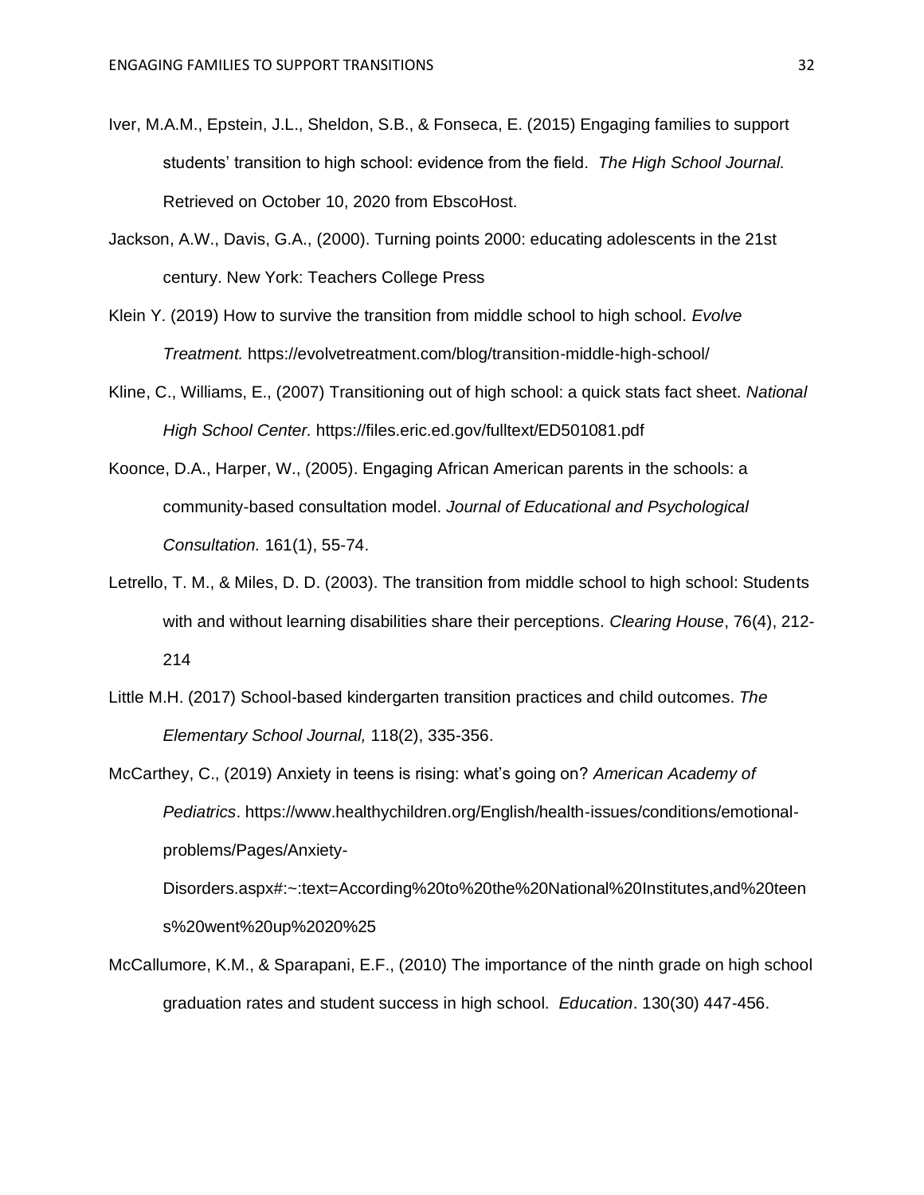Iver, M.A.M., Epstein, J.L., Sheldon, S.B., & Fonseca, E. (2015) Engaging families to support students' transition to high school: evidence from the field. *The High School Journal.* Retrieved on October 10, 2020 from EbscoHost.

Jackson, A.W., Davis, G.A., (2000). Turning points 2000: educating adolescents in the 21st century. New York: Teachers College Press

Klein Y. (2019) How to survive the transition from middle school to high school. *Evolve Treatment.* https://evolvetreatment.com/blog/transition-middle-high-school/

Kline, C., Williams, E., (2007) Transitioning out of high school: a quick stats fact sheet. *National High School Center.* https://files.eric.ed.gov/fulltext/ED501081.pdf

Koonce, D.A., Harper, W., (2005). Engaging African American parents in the schools: a community-based consultation model. *Journal of Educational and Psychological Consultation.* 161(1), 55-74.

Letrello, T. M., & Miles, D. D. (2003). The transition from middle school to high school: Students with and without learning disabilities share their perceptions. *Clearing House*, 76(4), 212-214

Little M.H. (2017) School-based kindergarten transition practices and child outcomes. *The Elementary School Journal,* 118(2), 335-356.

McCarthey, C., (2019) Anxiety in teens is rising: what's going on? *American Academy of Pediatrics*. https://www.healthychildren.org/English/health-issues/conditions/emotional-problems/Pages/Anxiety-Disorders.aspx#:~:text=According%20to%20the%20National%20Institutes,and%20teens%20went%20up%2020%25

McCallumore, K.M., & Sparapani, E.F., (2010) The importance of the ninth grade on high school graduation rates and student success in high school. *Education*. 130(30) 447-456.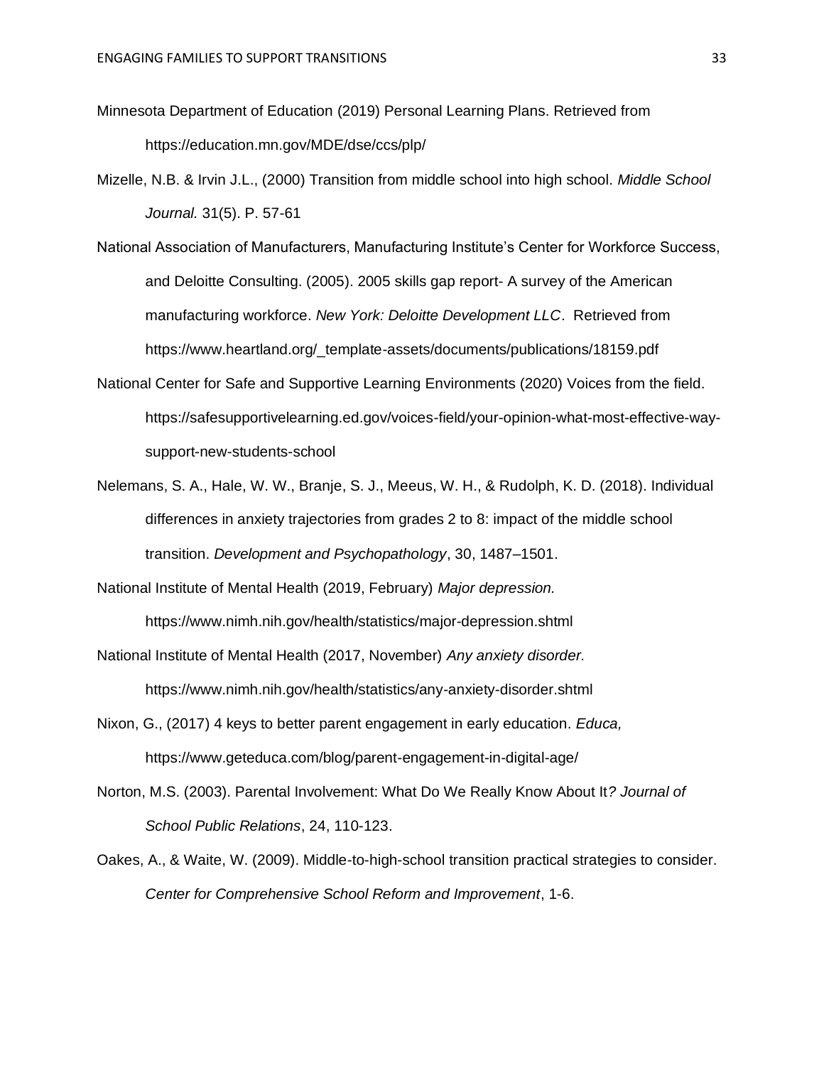Minnesota Department of Education (2019) Personal Learning Plans. Retrieved from https://education.mn.gov/MDE/dse/ccs/plp/

Mizelle, N.B. & Irvin J.L., (2000) Transition from middle school into high school. *Middle School Journal.* 31(5). P. 57-61

National Association of Manufacturers, Manufacturing Institute's Center for Workforce Success, and Deloitte Consulting. (2005). 2005 skills gap report- A survey of the American manufacturing workforce. *New York: Deloitte Development LLC*. Retrieved from https://www.heartland.org/_template-assets/documents/publications/18159.pdf

National Center for Safe and Supportive Learning Environments (2020) Voices from the field. https://safesupportivelearning.ed.gov/voices-field/your-opinion-what-most-effective-way-support-new-students-school

Nelemans, S. A., Hale, W. W., Branje, S. J., Meeus, W. H., & Rudolph, K. D. (2018). Individual differences in anxiety trajectories from grades 2 to 8: impact of the middle school transition. *Development and Psychopathology*, 30, 1487–1501.

National Institute of Mental Health (2019, February) *Major depression.* https://www.nimh.nih.gov/health/statistics/major-depression.shtml

National Institute of Mental Health (2017, November) *Any anxiety disorder.* https://www.nimh.nih.gov/health/statistics/any-anxiety-disorder.shtml

Nixon, G., (2017) 4 keys to better parent engagement in early education. *Educa,* https://www.geteduca.com/blog/parent-engagement-in-digital-age/

Norton, M.S. (2003). Parental Involvement: What Do We Really Know About It*? Journal of School Public Relations*, 24, 110-123.

Oakes, A., & Waite, W. (2009). Middle-to-high-school transition practical strategies to consider. *Center for Comprehensive School Reform and Improvement*, 1-6.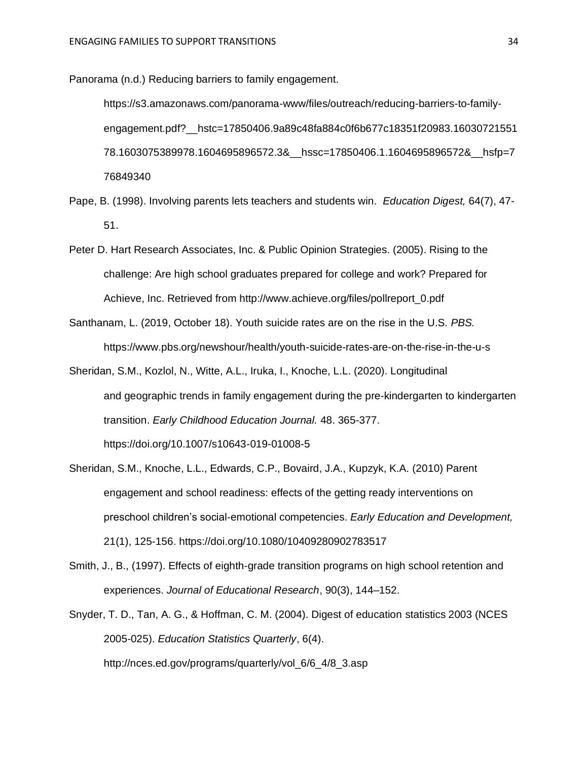Panorama (n.d.) Reducing barriers to family engagement. https://s3.amazonaws.com/panorama-www/files/outreach/reducing-barriers-to-family-engagement.pdf?__hstc=17850406.9a89c48fa884c0f6b677c18351f20983.1603072155178.1603075389978.1604695896572.3&__hssc=17850406.1.1604695896572&__hsfp=776849340

Pape, B. (1998). Involving parents lets teachers and students win. *Education Digest,* 64(7), 47-51.

Peter D. Hart Research Associates, Inc. & Public Opinion Strategies. (2005). Rising to the challenge: Are high school graduates prepared for college and work? Prepared for Achieve, Inc. Retrieved from http://www.achieve.org/files/pollreport_0.pdf

Santhanam, L. (2019, October 18). Youth suicide rates are on the rise in the U.S. *PBS.* https://www.pbs.org/newshour/health/youth-suicide-rates-are-on-the-rise-in-the-u-s

Sheridan, S.M., Kozlol, N., Witte, A.L., Iruka, I., Knoche, L.L. (2020). Longitudinal and geographic trends in family engagement during the pre-kindergarten to kindergarten transition. *Early Childhood Education Journal.* 48. 365-377. https://doi.org/10.1007/s10643-019-01008-5

Sheridan, S.M., Knoche, L.L., Edwards, C.P., Bovaird, J.A., Kupzyk, K.A. (2010) Parent engagement and school readiness: effects of the getting ready interventions on preschool children's social-emotional competencies. *Early Education and Development,* 21(1), 125-156. https://doi.org/10.1080/10409280902783517

Smith, J., B., (1997). Effects of eighth-grade transition programs on high school retention and experiences. *Journal of Educational Research*, 90(3), 144–152.

Snyder, T. D., Tan, A. G., & Hoffman, C. M. (2004). Digest of education statistics 2003 (NCES 2005-025). *Education Statistics Quarterly*, 6(4). http://nces.ed.gov/programs/quarterly/vol_6/6_4/8_3.asp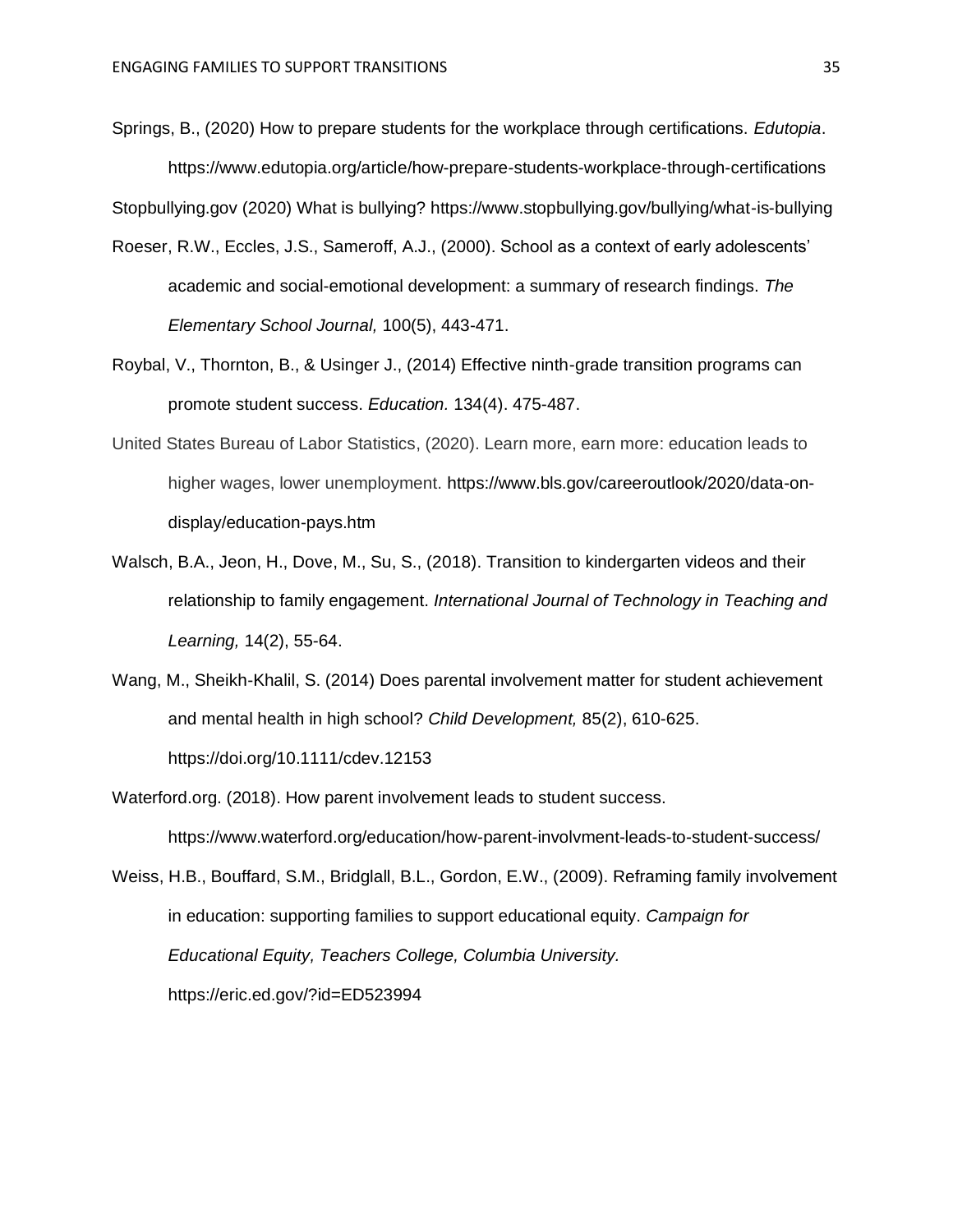Springs, B., (2020) How to prepare students for the workplace through certifications. *Edutopia*. https://www.edutopia.org/article/how-prepare-students-workplace-through-certifications

Stopbullying.gov (2020) What is bullying? https://www.stopbullying.gov/bullying/what-is-bullying

Roeser, R.W., Eccles, J.S., Sameroff, A.J., (2000). School as a context of early adolescents' academic and social-emotional development: a summary of research findings. *The Elementary School Journal,* 100(5), 443-471.

Roybal, V., Thornton, B., & Usinger J., (2014) Effective ninth-grade transition programs can promote student success. *Education.* 134(4). 475-487.

United States Bureau of Labor Statistics, (2020). Learn more, earn more: education leads to higher wages, lower unemployment. https://www.bls.gov/careeroutlook/2020/data-on-display/education-pays.htm

Walsch, B.A., Jeon, H., Dove, M., Su, S., (2018). Transition to kindergarten videos and their relationship to family engagement. *International Journal of Technology in Teaching and Learning,* 14(2), 55-64.

Wang, M., Sheikh-Khalil, S. (2014) Does parental involvement matter for student achievement and mental health in high school? *Child Development,* 85(2), 610-625. https://doi.org/10.1111/cdev.12153

Waterford.org. (2018). How parent involvement leads to student success. https://www.waterford.org/education/how-parent-involvment-leads-to-student-success/

Weiss, H.B., Bouffard, S.M., Bridglall, B.L., Gordon, E.W., (2009). Reframing family involvement in education: supporting families to support educational equity. *Campaign for Educational Equity, Teachers College, Columbia University.* https://eric.ed.gov/?id=ED523994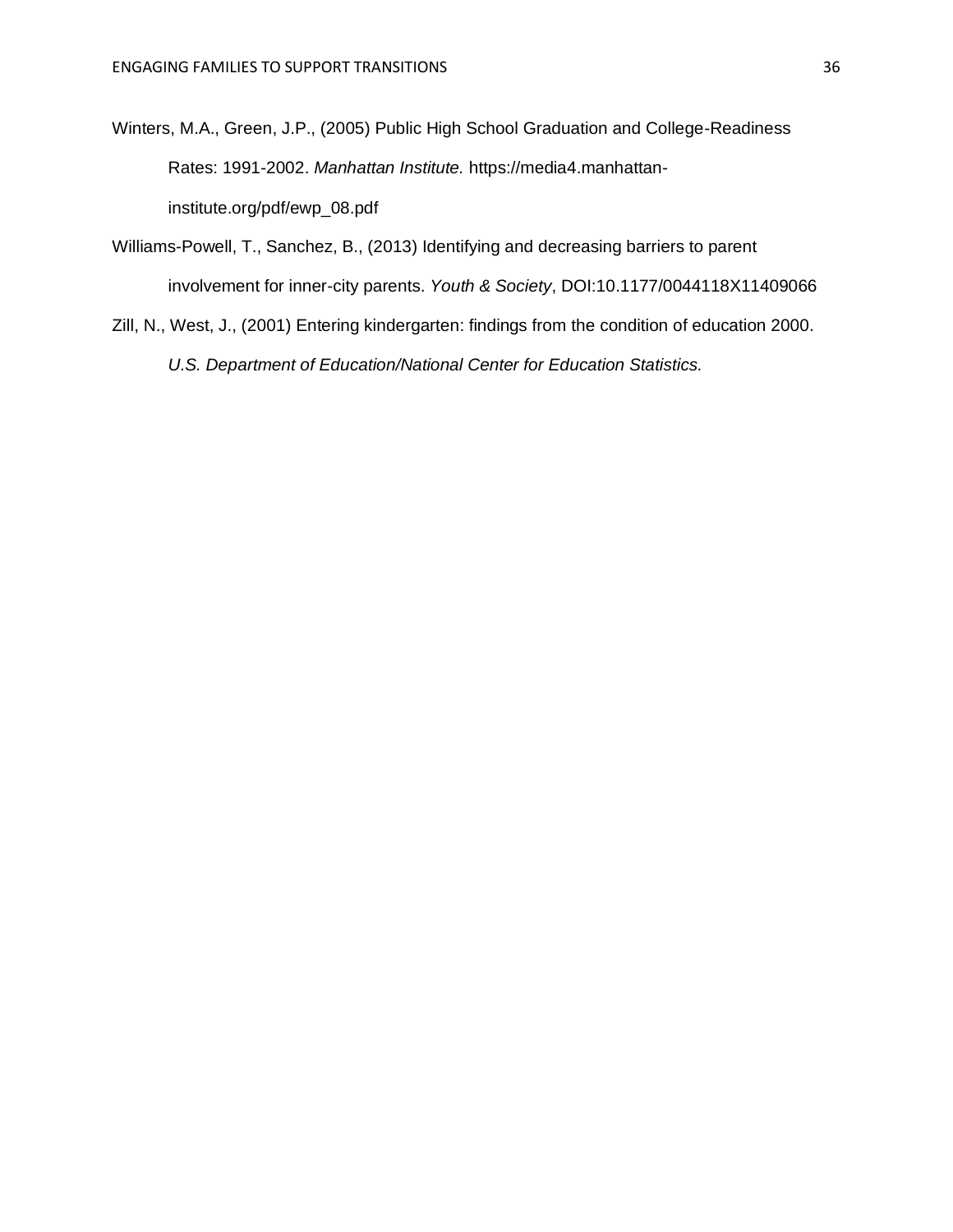Winters, M.A., Green, J.P., (2005) Public High School Graduation and College-Readiness Rates: 1991-2002. *Manhattan Institute.* https://media4.manhattan-institute.org/pdf/ewp_08.pdf

Williams-Powell, T., Sanchez, B., (2013) Identifying and decreasing barriers to parent involvement for inner-city parents. *Youth & Society*, DOI:10.1177/0044118X11409066

Zill, N., West, J., (2001) Entering kindergarten: findings from the condition of education 2000. *U.S. Department of Education/National Center for Education Statistics.*